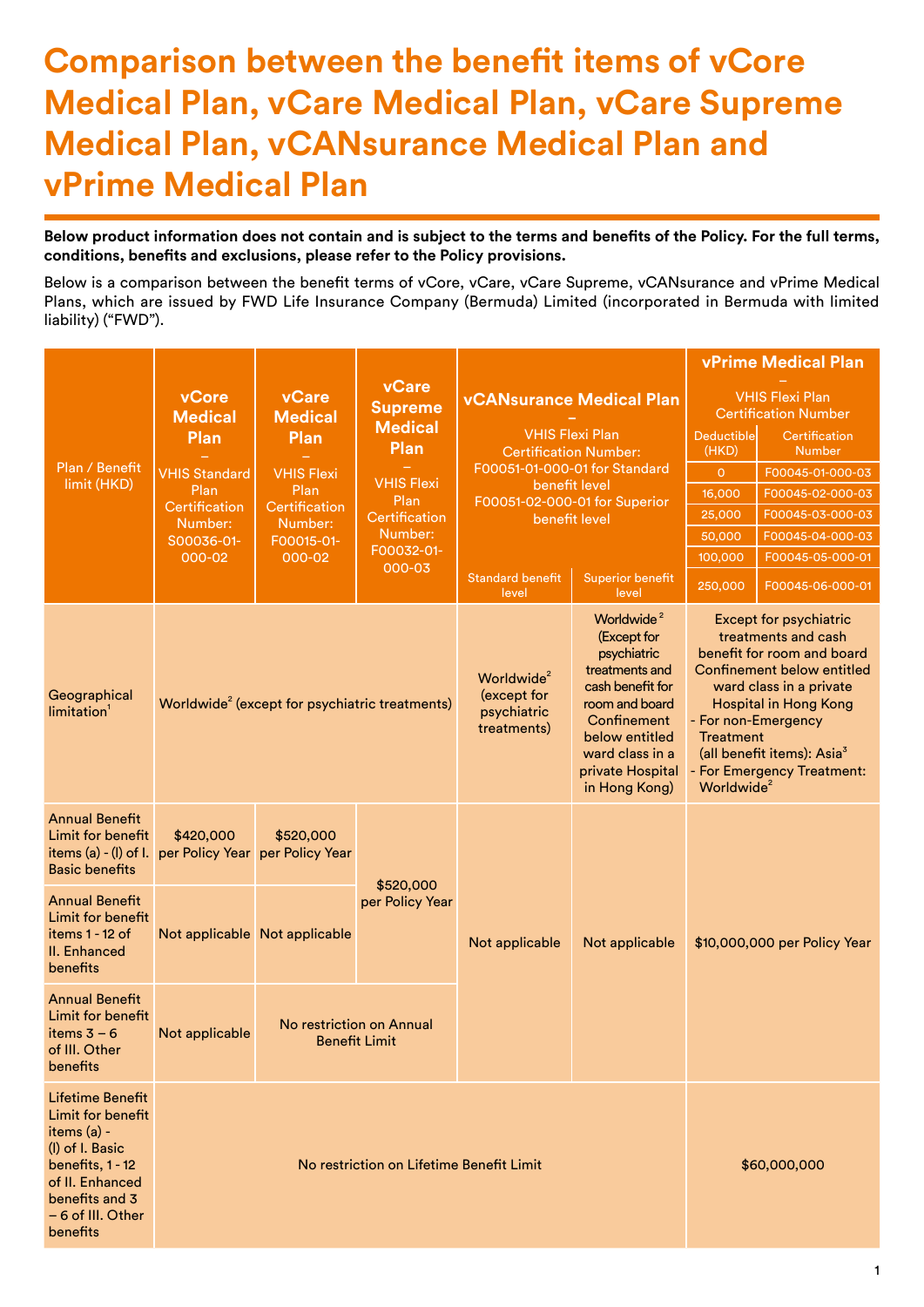# Comparison between the benefit items of vCore Medical Plan, vCare Medical Plan, vCare Supreme Medical Plan, vCANsurance Medical Plan and vPrime Medical Plan

**Below product information does not contain and is subject to the terms and benefits of the Policy. For the full terms, conditions, benefits and exclusions, please refer to the Policy provisions.**

Below is a comparison between the benefit terms of vCore, vCare, vCare Supreme, vCANsurance and vPrime Medical Plans, which are issued by FWD Life Insurance Company (Bermuda) Limited (incorporated in Bermuda with limited liability) ("FWD").

| Plan / Benefit limit (HKD) | vCore Medical Plan – VHIS Standard Plan Certification Number: S00036-01-000-02 | vCare Medical Plan – VHIS Flexi Plan Certification Number: F00015-01-000-02 | vCare Supreme Medical Plan – VHIS Flexi Plan Certification Number: F00032-01-000-03 | vCANsurance Medical Plan – VHIS Flexi Plan Certification Number: F00051-01-000-01 for Standard benefit level F00051-02-000-01 for Superior benefit level | | vPrime Medical Plan – VHIS Flexi Plan Certification Number: Deductible (HKD) / Certification Number: 0 / F00045-01-000-03; 16,000 / F00045-02-000-03; 25,000 / F00045-03-000-03; 50,000 / F00045-04-000-03; 100,000 / F00045-05-000-01; 250,000 / F00045-06-000-01 |
|---|---|---|---|---|---|---|
| | | | | Standard benefit level | Superior benefit level | |
| Geographical limitation[1] | Worldwide[2] (except for psychiatric treatments) | | | Worldwide[2] (except for psychiatric treatments) | Worldwide[2] (Except for psychiatric treatments and cash benefit for room and board Confinement below entitled ward class in a private Hospital in Hong Kong) | Except for psychiatric treatments and cash benefit for room and board Confinement below entitled ward class in a private Hospital in Hong Kong<br>- For non-Emergency Treatment (all benefit items): Asia[3]<br>- For Emergency Treatment: Worldwide[2] |
| Annual Benefit Limit for benefit items (a) - (l) of I. Basic benefits | $420,000 per Policy Year | $520,000 per Policy Year | $520,000 per Policy Year | Not applicable | Not applicable | $10,000,000 per Policy Year |
| Annual Benefit Limit for benefit items 1 - 12 of II. Enhanced benefits | Not applicable | Not applicable | | | | |
| Annual Benefit Limit for benefit items 3 – 6 of III. Other benefits | Not applicable | No restriction on Annual Benefit Limit | | | | |
| Lifetime Benefit Limit for benefit items (a) - (l) of I. Basic benefits, 1 - 12 of II. Enhanced benefits and 3 – 6 of III. Other benefits | No restriction on Lifetime Benefit Limit | | | | | $60,000,000 |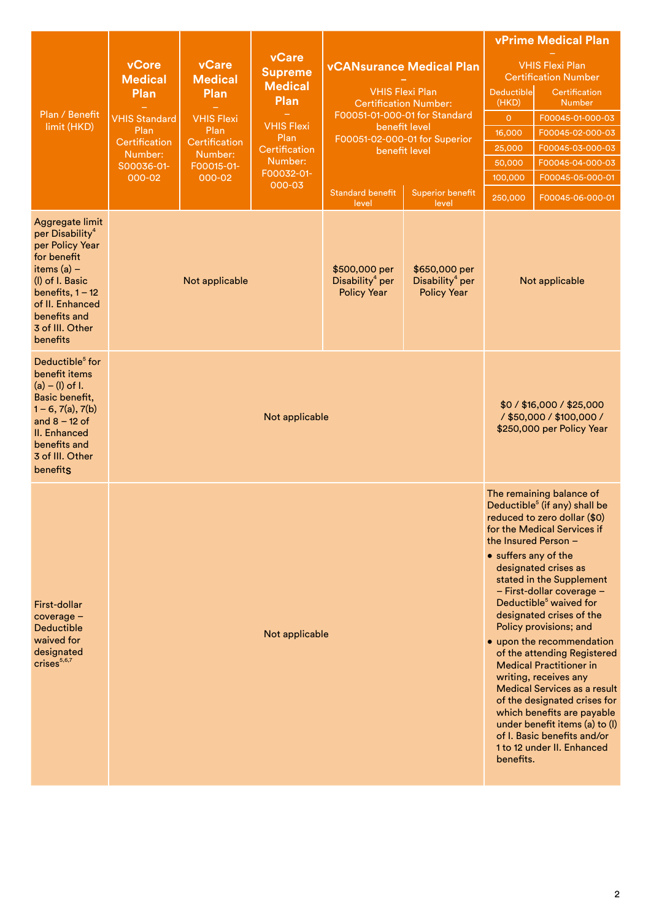| Plan / Benefit limit (HKD) | vCore Medical Plan – VHIS Standard Plan Certification Number: S00036-01-000-02 | vCare Medical Plan – VHIS Flexi Plan Certification Number: F00015-01-000-02 | vCare Supreme Medical Plan – VHIS Flexi Plan Certification Number: F00032-01-000-03 | vCANsurance Medical Plan – VHIS Flexi Plan Certification Number: F00051-01-000-01 for Standard benefit level F00051-02-000-01 for Superior benefit level | | vPrime Medical Plan – VHIS Flexi Plan Certification Number | |
|---|---|---|---|---|---|---|---|
| | | | | Standard benefit level | Superior benefit level | Deductible (HKD) | Certification Number |
| | | | | | | 0 | F00045-01-000-03 |
| | | | | | | 16,000 | F00045-02-000-03 |
| | | | | | | 25,000 | F00045-03-000-03 |
| | | | | | | 50,000 | F00045-04-000-03 |
| | | | | | | 100,000 | F00045-05-000-01 |
| | | | | | | 250,000 | F00045-06-000-01 |
| Aggregate limit per Disability[4] per Policy Year for benefit items (a) – (l) of I. Basic benefits, 1 – 12 of II. Enhanced benefits and 3 of III. Other benefits | Not applicable | | | $500,000 per Disability[4] per Policy Year | $650,000 per Disability[4] per Policy Year | Not applicable | |
| Deductible[5] for benefit items (a) – (l) of I. Basic benefit, 1 – 6, 7(a), 7(b) and 8 – 12 of II. Enhanced benefits and 3 of III. Other benefits | Not applicable | | | | | $0 / $16,000 / $25,000 / $50,000 / $100,000 / $250,000 per Policy Year | |
| First-dollar coverage – Deductible waived for designated crises[5,6,7] | Not applicable | | | | | The remaining balance of Deductible[5] (if any) shall be reduced to zero dollar ($0) for the Medical Services if the Insured Person – <br>• suffers any of the designated crises as stated in the Supplement – First-dollar coverage – Deductible[5] waived for designated crises of the Policy provisions; and <br>• upon the recommendation of the attending Registered Medical Practitioner in writing, receives any Medical Services as a result of the designated crises for which benefits are payable under benefit items (a) to (l) of I. Basic benefits and/or 1 to 12 under II. Enhanced benefits. | |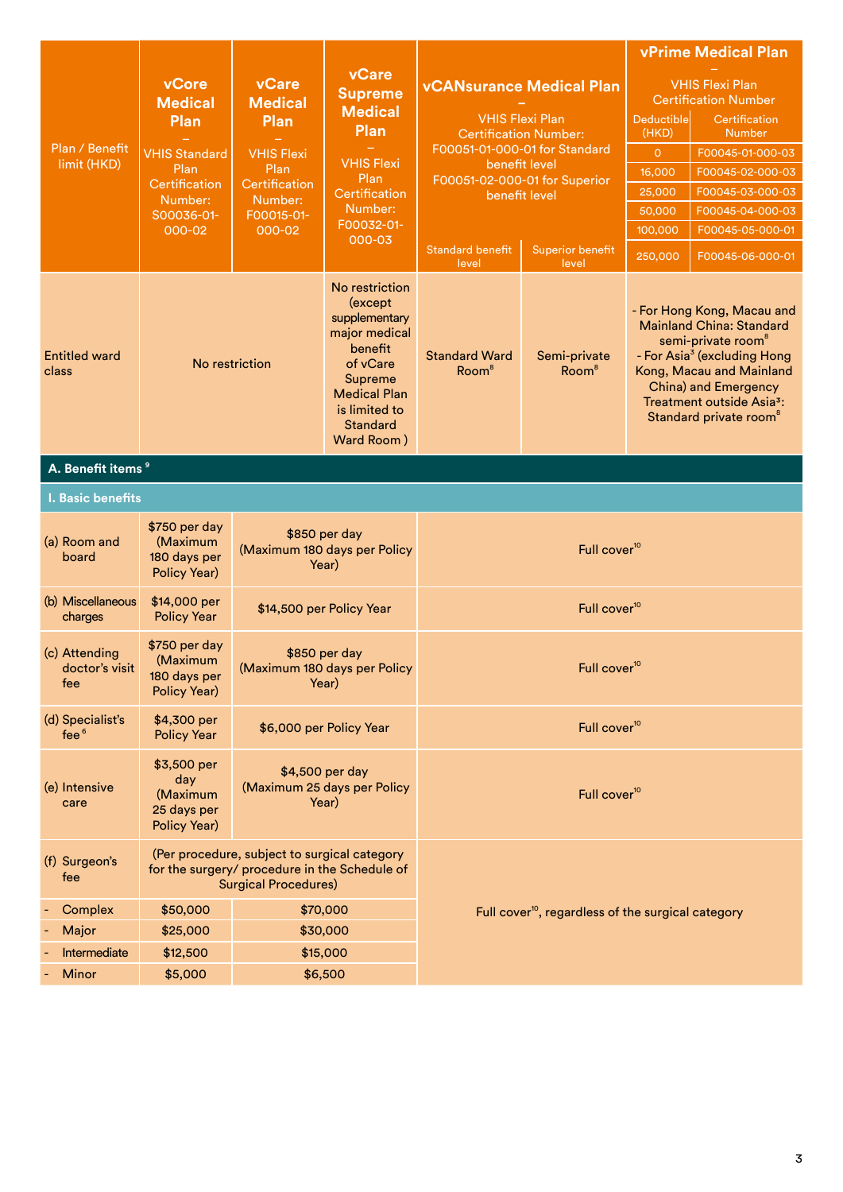| Plan / Benefit limit (HKD) | vCore Medical Plan – VHIS Standard Plan Certification Number: S00036-01-000-02 | vCare Medical Plan – VHIS Flexi Plan Certification Number: F00015-01-000-02 | vCare Supreme Medical Plan – VHIS Flexi Plan Certification Number: F00032-01-000-03 | vCANsurance Medical Plan – VHIS Flexi Plan Certification Number: F00051-01-000-01 for Standard benefit level F00051-02-000-01 for Superior benefit level | | vPrime Medical Plan – VHIS Flexi Plan Certification Number | |
|---|---|---|---|---|---|---|---|
| | | | | Standard benefit level | Superior benefit level | Deductible (HKD) | Certification Number |
| | | | | | | 0 | F00045-01-000-03 |
| | | | | | | 16,000 | F00045-02-000-03 |
| | | | | | | 25,000 | F00045-03-000-03 |
| | | | | | | 50,000 | F00045-04-000-03 |
| | | | | | | 100,000 | F00045-05-000-01 |
| | | | | | | 250,000 | F00045-06-000-01 |
| Entitled ward class | No restriction | | No restriction (except supplementary major medical benefit of vCare Supreme Medical Plan is limited to Standard Ward Room ) | Standard Ward Room[8] | Semi-private Room[8] | - For Hong Kong, Macau and Mainland China: Standard semi-private room[8] - For Asia[3] (excluding Hong Kong, Macau and Mainland China) and Emergency Treatment outside Asia[3]: Standard private room[8] | |
| **A. Benefit items [9]** | | | | | | | |
| **I. Basic benefits** | | | | | | | |
| (a) Room and board | $750 per day (Maximum 180 days per Policy Year) | $850 per day (Maximum 180 days per Policy Year) | | Full cover[10] | | | |
| (b) Miscellaneous charges | $14,000 per Policy Year | $14,500 per Policy Year | | Full cover[10] | | | |
| (c) Attending doctor's visit fee | $750 per day (Maximum 180 days per Policy Year) | $850 per day (Maximum 180 days per Policy Year) | | Full cover[10] | | | |
| (d) Specialist's fee [6] | $4,300 per Policy Year | $6,000 per Policy Year | | Full cover[10] | | | |
| (e) Intensive care | $3,500 per day (Maximum 25 days per Policy Year) | $4,500 per day (Maximum 25 days per Policy Year) | | Full cover[10] | | | |
| (f) Surgeon's fee | (Per procedure, subject to surgical category for the surgery/ procedure in the Schedule of Surgical Procedures) | | | Full cover[10], regardless of the surgical category | | | |
| - Complex | $50,000 | $70,000 | | | | | |
| - Major | $25,000 | $30,000 | | | | | |
| - Intermediate | $12,500 | $15,000 | | | | | |
| - Minor | $5,000 | $6,500 | | | | | |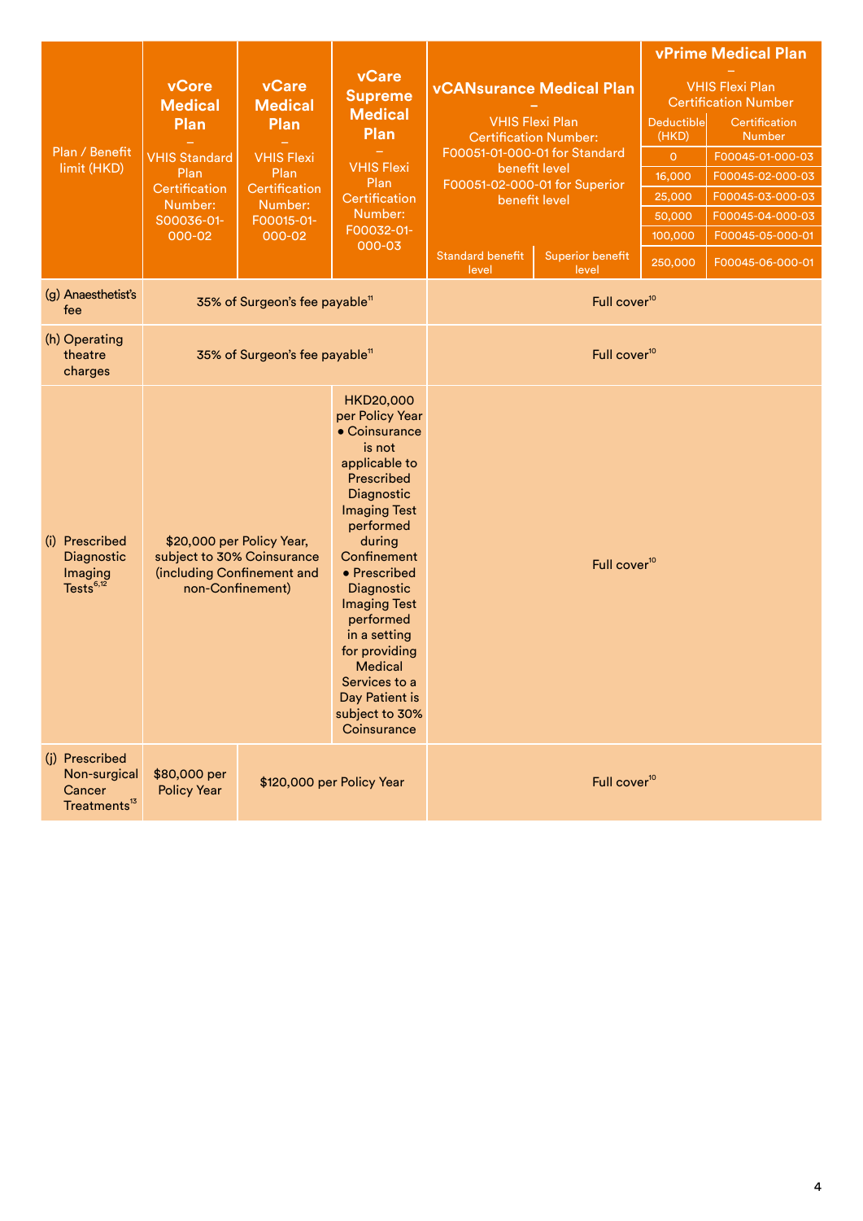| Plan / Benefit limit (HKD) | vCore Medical Plan – VHIS Standard Plan Certification Number: S00036-01-000-02 | vCare Medical Plan – VHIS Flexi Plan Certification Number: F00015-01-000-02 | vCare Supreme Medical Plan – VHIS Flexi Plan Certification Number: F00032-01-000-03 | vCANsurance Medical Plan – VHIS Flexi Plan Certification Number: F00051-01-000-01 for Standard benefit level F00051-02-000-01 for Superior benefit level | | vPrime Medical Plan – VHIS Flexi Plan Certification Number | |
|---|---|---|---|---|---|---|---|
| | | | | Standard benefit level | Superior benefit level | Deductible (HKD) | Certification Number |
| | | | | | | 0 | F00045-01-000-03 |
| | | | | | | 16,000 | F00045-02-000-03 |
| | | | | | | 25,000 | F00045-03-000-03 |
| | | | | | | 50,000 | F00045-04-000-03 |
| | | | | | | 100,000 | F00045-05-000-01 |
| | | | | | | 250,000 | F00045-06-000-01 |
| (g) Anaesthetist's fee | 35% of Surgeon's fee payable[11] | | | Full cover[10] | | | |
| (h) Operating theatre charges | 35% of Surgeon's fee payable[11] | | | Full cover[10] | | | |
| (i) Prescribed Diagnostic Imaging Tests[6,12] | $20,000 per Policy Year, subject to 30% Coinsurance (including Confinement and non-Confinement) | | HKD20,000 per Policy Year • Coinsurance is not applicable to Prescribed Diagnostic Imaging Test performed during Confinement • Prescribed Diagnostic Imaging Test performed in a setting for providing Medical Services to a Day Patient is subject to 30% Coinsurance | Full cover[10] | | | |
| (j) Prescribed Non-surgical Cancer Treatments[13] | $80,000 per Policy Year | $120,000 per Policy Year | | Full cover[10] | | | |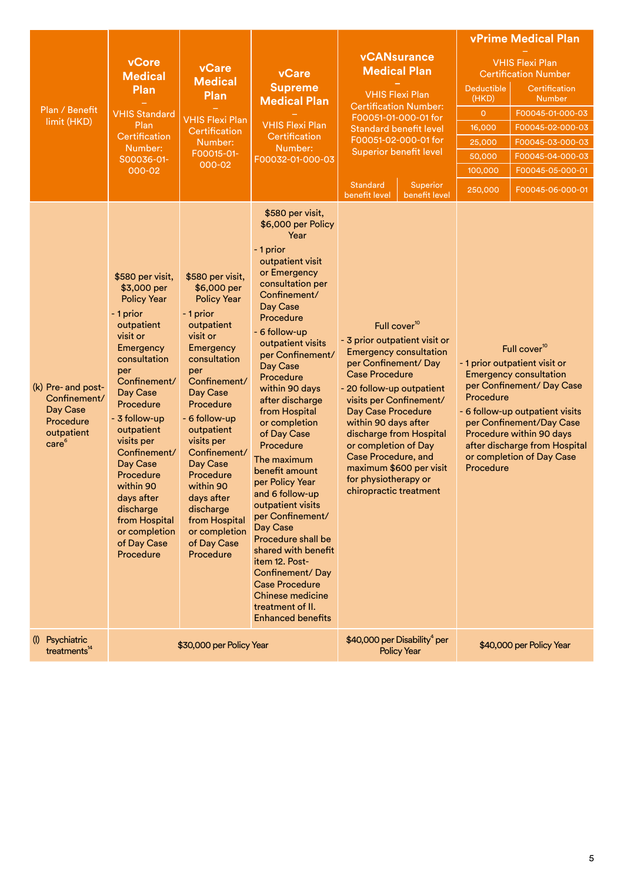| Plan / Benefit limit (HKD) | vCore Medical Plan – VHIS Standard Plan Certification Number: S00036-01-000-02 | vCare Medical Plan – VHIS Flexi Plan Certification Number: F00015-01-000-02 | vCare Supreme Medical Plan – VHIS Flexi Plan Certification Number: F00032-01-000-03 | vCANsurance Medical Plan – VHIS Flexi Plan Certification Number: F00051-01-000-01 for Standard benefit level F00051-02-000-01 for Superior benefit level | | vPrime Medical Plan – VHIS Flexi Plan Certification Number | |
|---|---|---|---|---|---|---|---|
| | | | | Standard benefit level | Superior benefit level | Deductible (HKD) | Certification Number |
| | | | | | | 0 | F00045-01-000-03 |
| | | | | | | 16,000 | F00045-02-000-03 |
| | | | | | | 25,000 | F00045-03-000-03 |
| | | | | | | 50,000 | F00045-04-000-03 |
| | | | | | | 100,000 | F00045-05-000-01 |
| | | | | | | 250,000 | F00045-06-000-01 |
| (k) Pre- and post-Confinement/ Day Case Procedure outpatient care[6] | $580 per visit, $3,000 per Policy Year<br>- 1 prior outpatient visit or Emergency consultation per Confinement/ Day Case Procedure<br>- 3 follow-up outpatient visits per Confinement/ Day Case Procedure within 90 days after discharge from Hospital or completion of Day Case Procedure | $580 per visit, $6,000 per Policy Year<br>- 1 prior outpatient visit or Emergency consultation per Confinement/ Day Case Procedure<br>- 6 follow-up outpatient visits per Confinement/ Day Case Procedure within 90 days after discharge from Hospital or completion of Day Case Procedure | $580 per visit, $6,000 per Policy Year<br>- 1 prior outpatient visit or Emergency consultation per Confinement/ Day Case Procedure<br>- 6 follow-up outpatient visits per Confinement/ Day Case Procedure within 90 days after discharge from Hospital or completion of Day Case Procedure<br>The maximum benefit amount per Policy Year and 6 follow-up outpatient visits per Confinement/ Day Case Procedure shall be shared with benefit item 12. Post-Confinement/ Day Case Procedure Chinese medicine treatment of II. Enhanced benefits | Full cover[10]<br>- 3 prior outpatient visit or Emergency consultation per Confinement/ Day Case Procedure<br>- 20 follow-up outpatient visits per Confinement/ Day Case Procedure within 90 days after discharge from Hospital or completion of Day Case Procedure, and maximum $600 per visit for physiotherapy or chiropractic treatment | | Full cover[10]<br>- 1 prior outpatient visit or Emergency consultation per Confinement/ Day Case Procedure<br>- 6 follow-up outpatient visits per Confinement/Day Case Procedure within 90 days after discharge from Hospital or completion of Day Case Procedure | |
| (l) Psychiatric treatments[14] | $30,000 per Policy Year | | | $40,000 per Disability[4] per Policy Year | | $40,000 per Policy Year | |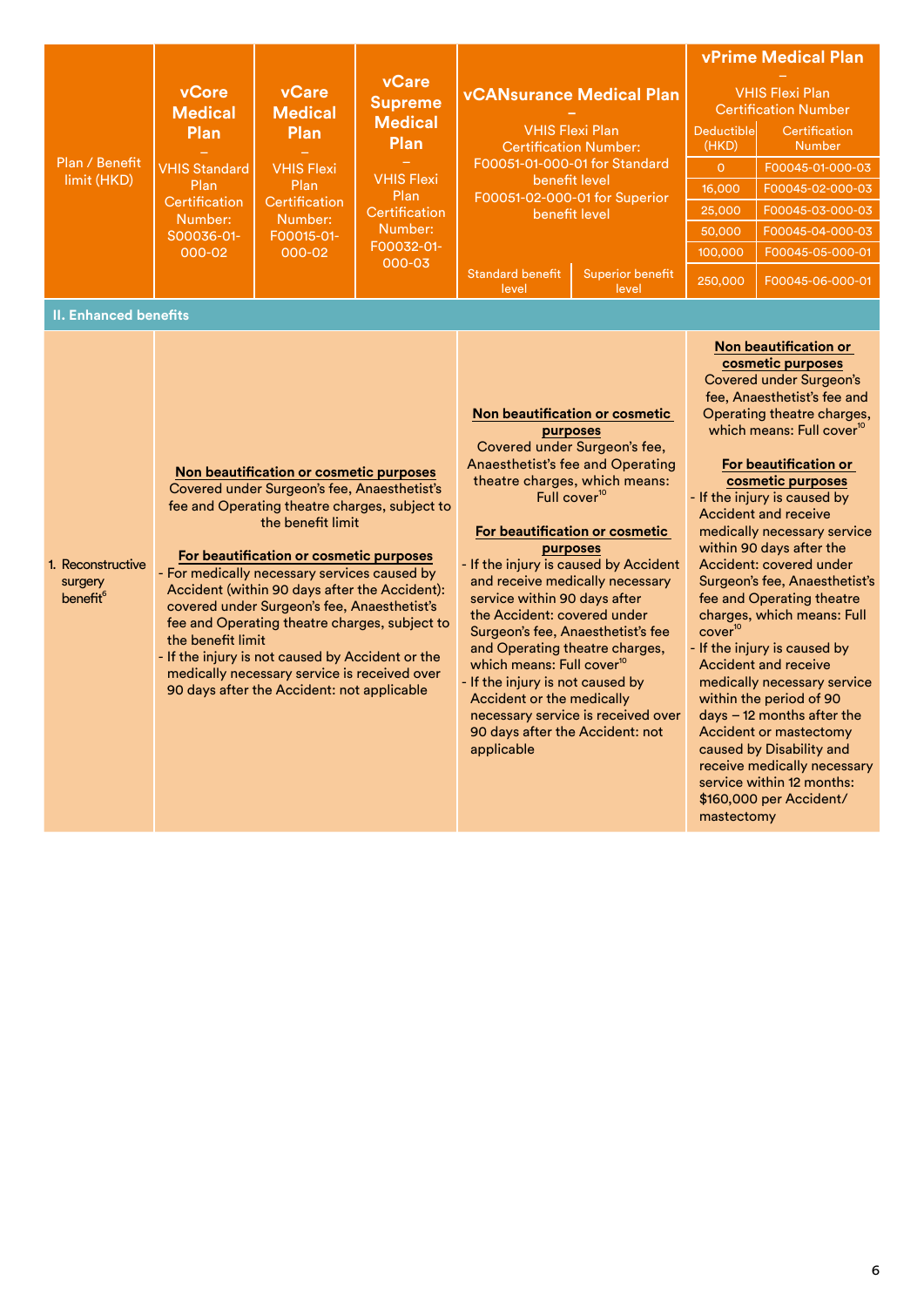| Plan / Benefit limit (HKD) | vCore Medical Plan – VHIS Standard Plan Certification Number: S00036-01-000-02 | vCare Medical Plan – VHIS Flexi Plan Certification Number: F00015-01-000-02 | vCare Supreme Medical Plan – VHIS Flexi Plan Certification Number: F00032-01-000-03 | vCANsurance Medical Plan – VHIS Flexi Plan Certification Number: F00051-01-000-01 for Standard benefit level F00051-02-000-01 for Superior benefit level | | vPrime Medical Plan – VHIS Flexi Plan Certification Number | |
|---|---|---|---|---|---|---|---|
| | | | | Standard benefit level | Superior benefit level | Deductible (HKD) | Certification Number |
| | | | | | | 0 | F00045-01-000-03 |
| | | | | | | 16,000 | F00045-02-000-03 |
| | | | | | | 25,000 | F00045-03-000-03 |
| | | | | | | 50,000 | F00045-04-000-03 |
| | | | | | | 100,000 | F00045-05-000-01 |
| | | | | | | 250,000 | F00045-06-000-01 |
| **II. Enhanced benefits** | | | | | | | |
| 1. Reconstructive surgery benefit[6] | **Non beautification or cosmetic purposes**<br>Covered under Surgeon's fee, Anaesthetist's fee and Operating theatre charges, subject to the benefit limit<br><br>**For beautification or cosmetic purposes**<br>- For medically necessary services caused by Accident (within 90 days after the Accident): covered under Surgeon's fee, Anaesthetist's fee and Operating theatre charges, subject to the benefit limit<br>- If the injury is not caused by Accident or the medically necessary service is received over 90 days after the Accident: not applicable | | | **Non beautification or cosmetic purposes**<br>Covered under Surgeon's fee, Anaesthetist's fee and Operating theatre charges, which means: Full cover[10]<br><br>**For beautification or cosmetic purposes**<br>- If the injury is caused by Accident and receive medically necessary service within 90 days after the Accident: covered under Surgeon's fee, Anaesthetist's fee and Operating theatre charges, which means: Full cover[10]<br>- If the injury is not caused by Accident or the medically necessary service is received over 90 days after the Accident: not applicable | | **Non beautification or cosmetic purposes**<br>Covered under Surgeon's fee, Anaesthetist's fee and Operating theatre charges, which means: Full cover[10]<br><br>**For beautification or cosmetic purposes**<br>- If the injury is caused by Accident and receive medically necessary service within 90 days after the Accident: covered under Surgeon's fee, Anaesthetist's fee and Operating theatre charges, which means: Full cover[10]<br>- If the injury is caused by Accident and receive medically necessary service within the period of 90 days – 12 months after the Accident or mastectomy caused by Disability and receive medically necessary service within 12 months: $160,000 per Accident/ mastectomy | |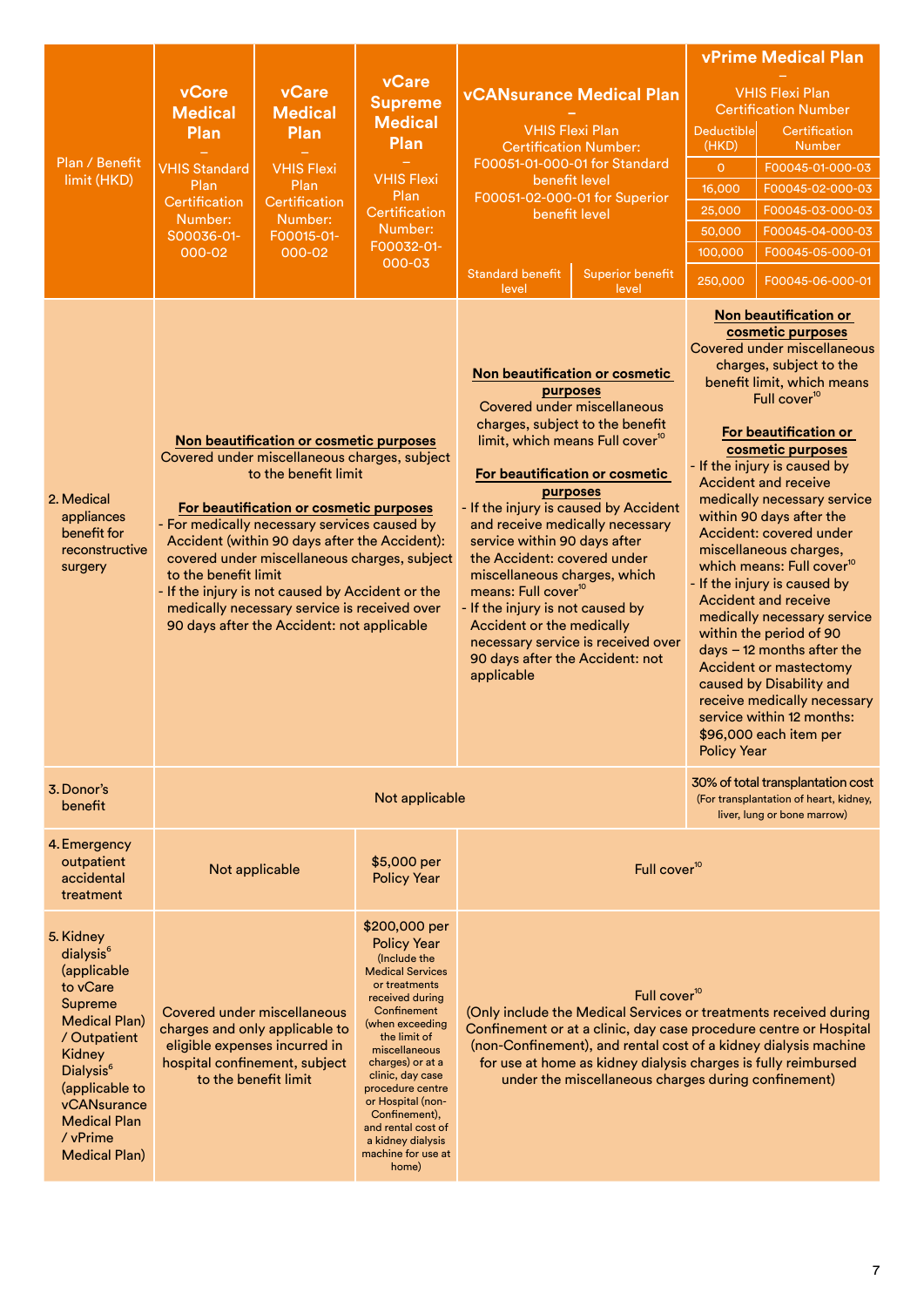| Plan / Benefit limit (HKD) | vCore Medical Plan – VHIS Standard Plan Certification Number: S00036-01-000-02 | vCare Medical Plan – VHIS Flexi Plan Certification Number: F00015-01-000-02 | vCare Supreme Medical Plan – VHIS Flexi Plan Certification Number: F00032-01-000-03 | vCANsurance Medical Plan – VHIS Flexi Plan Certification Number: F00051-01-000-01 for Standard benefit level F00051-02-000-01 for Superior benefit level | | vPrime Medical Plan – VHIS Flexi Plan Certification Number | |
|---|---|---|---|---|---|---|---|
| | | | | Standard benefit level | Superior benefit level | Deductible (HKD) | Certification Number |
| | | | | | | 0 | F00045-01-000-03 |
| | | | | | | 16,000 | F00045-02-000-03 |
| | | | | | | 25,000 | F00045-03-000-03 |
| | | | | | | 50,000 | F00045-04-000-03 |
| | | | | | | 100,000 | F00045-05-000-01 |
| | | | | | | 250,000 | F00045-06-000-01 |
| 2. Medical appliances benefit for reconstructive surgery | **Non beautification or cosmetic purposes** Covered under miscellaneous charges, subject to the benefit limit<br><br>**For beautification or cosmetic purposes**<br>- For medically necessary services caused by Accident (within 90 days after the Accident): covered under miscellaneous charges, subject to the benefit limit<br>- If the injury is not caused by Accident or the medically necessary service is received over 90 days after the Accident: not applicable | | | **Non beautification or cosmetic purposes** Covered under miscellaneous charges, subject to the benefit limit, which means Full cover[10]<br><br>**For beautification or cosmetic purposes**<br>- If the injury is caused by Accident and receive medically necessary service within 90 days after the Accident: covered under miscellaneous charges, which means: Full cover[10]<br>- If the injury is not caused by Accident or the medically necessary service is received over 90 days after the Accident: not applicable | | **Non beautification or cosmetic purposes** Covered under miscellaneous charges, subject to the benefit limit, which means Full cover[10]<br><br>**For beautification or cosmetic purposes**<br>- If the injury is caused by Accident and receive medically necessary service within 90 days after the Accident: covered under miscellaneous charges, which means: Full cover[10]<br>- If the injury is caused by Accident and receive medically necessary service within the period of 90 days – 12 months after the Accident or mastectomy caused by Disability and receive medically necessary service within 12 months: $96,000 each item per Policy Year | |
| 3. Donor's benefit | Not applicable | | | | | 30% of total transplantation cost (For transplantation of heart, kidney, liver, lung or bone marrow) | |
| 4. Emergency outpatient accidental treatment | Not applicable | | $5,000 per Policy Year | Full cover[10] | | | |
| 5. Kidney dialysis[6] (applicable to vCare Supreme Medical Plan) / Outpatient Kidney Dialysis[6] (applicable to vCANsurance Medical Plan / vPrime Medical Plan) | Covered under miscellaneous charges and only applicable to eligible expenses incurred in hospital confinement, subject to the benefit limit | | $200,000 per Policy Year (Include the Medical Services or treatments received during Confinement (when exceeding the limit of miscellaneous charges) or at a clinic, day case procedure centre or Hospital (non-Confinement), and rental cost of a kidney dialysis machine for use at home) | Full cover[10] (Only include the Medical Services or treatments received during Confinement or at a clinic, day case procedure centre or Hospital (non-Confinement), and rental cost of a kidney dialysis machine for use at home as kidney dialysis charges is fully reimbursed under the miscellaneous charges during confinement) | | | |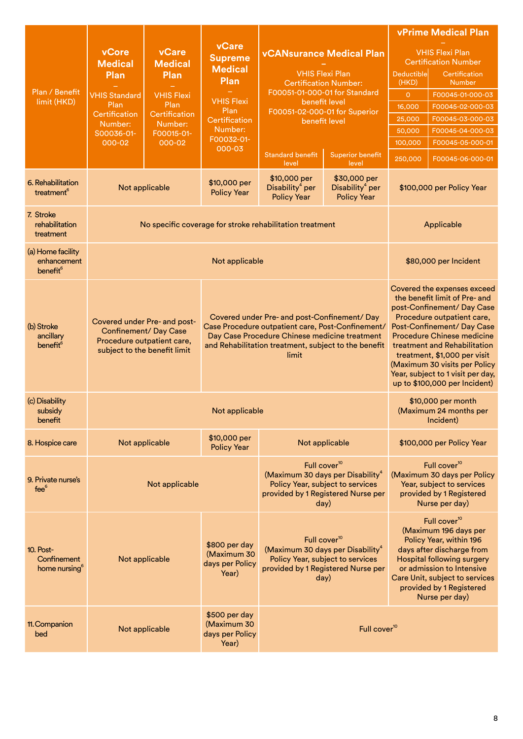| Plan / Benefit limit (HKD) | vCore Medical Plan – VHIS Standard Plan Certification Number: S00036-01-000-02 | vCare Medical Plan – VHIS Flexi Plan Certification Number: F00015-01-000-02 | vCare Supreme Medical Plan – VHIS Flexi Plan Certification Number: F00032-01-000-03 | vCANsurance Medical Plan – VHIS Flexi Plan Certification Number: F00051-01-000-01 for Standard benefit level F00051-02-000-01 for Superior benefit level | | vPrime Medical Plan – VHIS Flexi Plan Certification Number | |
|---|---|---|---|---|---|---|---|
| | | | | Standard benefit level | Superior benefit level | Deductible (HKD) | Certification Number |
| | | | | | | 0 | F00045-01-000-03 |
| | | | | | | 16,000 | F00045-02-000-03 |
| | | | | | | 25,000 | F00045-03-000-03 |
| | | | | | | 50,000 | F00045-04-000-03 |
| | | | | | | 100,000 | F00045-05-000-01 |
| | | | | | | 250,000 | F00045-06-000-01 |
| 6. Rehabilitation treatment[6] | Not applicable | | $10,000 per Policy Year | $10,000 per Disability[4] per Policy Year | $30,000 per Disability[4] per Policy Year | $100,000 per Policy Year | |
| 7. Stroke rehabilitation treatment | No specific coverage for stroke rehabilitation treatment | | | | | Applicable | |
| (a) Home facility enhancement benefit[6] | Not applicable | | | | | $80,000 per Incident | |
| (b) Stroke ancillary benefit[6] | Covered under Pre- and post-Confinement/ Day Case Procedure outpatient care, subject to the benefit limit | | Covered under Pre- and post-Confinement/ Day Case Procedure outpatient care, Post-Confinement/ Day Case Procedure Chinese medicine treatment and Rehabilitation treatment, subject to the benefit limit | | | Covered the expenses exceed the benefit limit of Pre- and post-Confinement/ Day Case Procedure outpatient care, Post-Confinement/ Day Case Procedure Chinese medicine treatment and Rehabilitation treatment, $1,000 per visit (Maximum 30 visits per Policy Year, subject to 1 visit per day, up to $100,000 per Incident) | |
| (c) Disability subsidy benefit | Not applicable | | | | | $10,000 per month (Maximum 24 months per Incident) | |
| 8. Hospice care | Not applicable | | $10,000 per Policy Year | Not applicable | | $100,000 per Policy Year | |
| 9. Private nurse's fee[6] | Not applicable | | | Full cover[10] (Maximum 30 days per Disability[4] Policy Year, subject to services provided by 1 Registered Nurse per day) | | Full cover[10] (Maximum 30 days per Policy Year, subject to services provided by 1 Registered Nurse per day) | |
| 10. Post-Confinement home nursing[6] | Not applicable | | $800 per day (Maximum 30 days per Policy Year) | Full cover[10] (Maximum 30 days per Disability[4] Policy Year, subject to services provided by 1 Registered Nurse per day) | | Full cover[10] (Maximum 196 days per Policy Year, within 196 days after discharge from Hospital following surgery or admission to Intensive Care Unit, subject to services provided by 1 Registered Nurse per day) | |
| 11. Companion bed | Not applicable | | $500 per day (Maximum 30 days per Policy Year) | Full cover[10] | | | |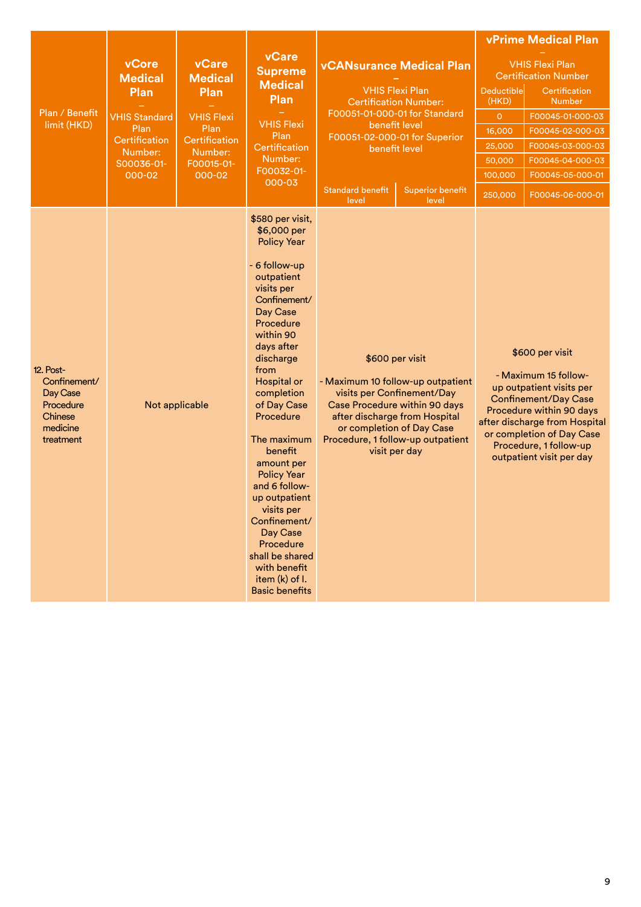| Plan / Benefit limit (HKD) | vCore Medical Plan – VHIS Standard Plan Certification Number: S00036-01-000-02 | vCare Medical Plan – VHIS Flexi Plan Certification Number: F00015-01-000-02 | vCare Supreme Medical Plan – VHIS Flexi Plan Certification Number: F00032-01-000-03 | vCANsurance Medical Plan – VHIS Flexi Plan Certification Number: F00051-01-000-01 for Standard benefit level F00051-02-000-01 for Superior benefit level | | vPrime Medical Plan – VHIS Flexi Plan Certification Number | |
|---|---|---|---|---|---|---|---|
| | | | | Standard benefit level | Superior benefit level | Deductible (HKD) | Certification Number |
| | | | | | | 0 | F00045-01-000-03 |
| | | | | | | 16,000 | F00045-02-000-03 |
| | | | | | | 25,000 | F00045-03-000-03 |
| | | | | | | 50,000 | F00045-04-000-03 |
| | | | | | | 100,000 | F00045-05-000-01 |
| | | | | | | 250,000 | F00045-06-000-01 |
| 12. Post-Confinement/ Day Case Procedure Chinese medicine treatment | Not applicable | | $580 per visit, $6,000 per Policy Year<br><br>- 6 follow-up outpatient visits per Confinement/ Day Case Procedure within 90 days after discharge from Hospital or completion of Day Case Procedure<br><br>The maximum benefit amount per Policy Year and 6 follow-up outpatient visits per Confinement/ Day Case Procedure shall be shared with benefit item (k) of I. Basic benefits | $600 per visit<br><br>- Maximum 10 follow-up outpatient visits per Confinement/Day Case Procedure within 90 days after discharge from Hospital or completion of Day Case Procedure, 1 follow-up outpatient visit per day | | $600 per visit<br><br>- Maximum 15 follow-up outpatient visits per Confinement/Day Case Procedure within 90 days after discharge from Hospital or completion of Day Case Procedure, 1 follow-up outpatient visit per day | |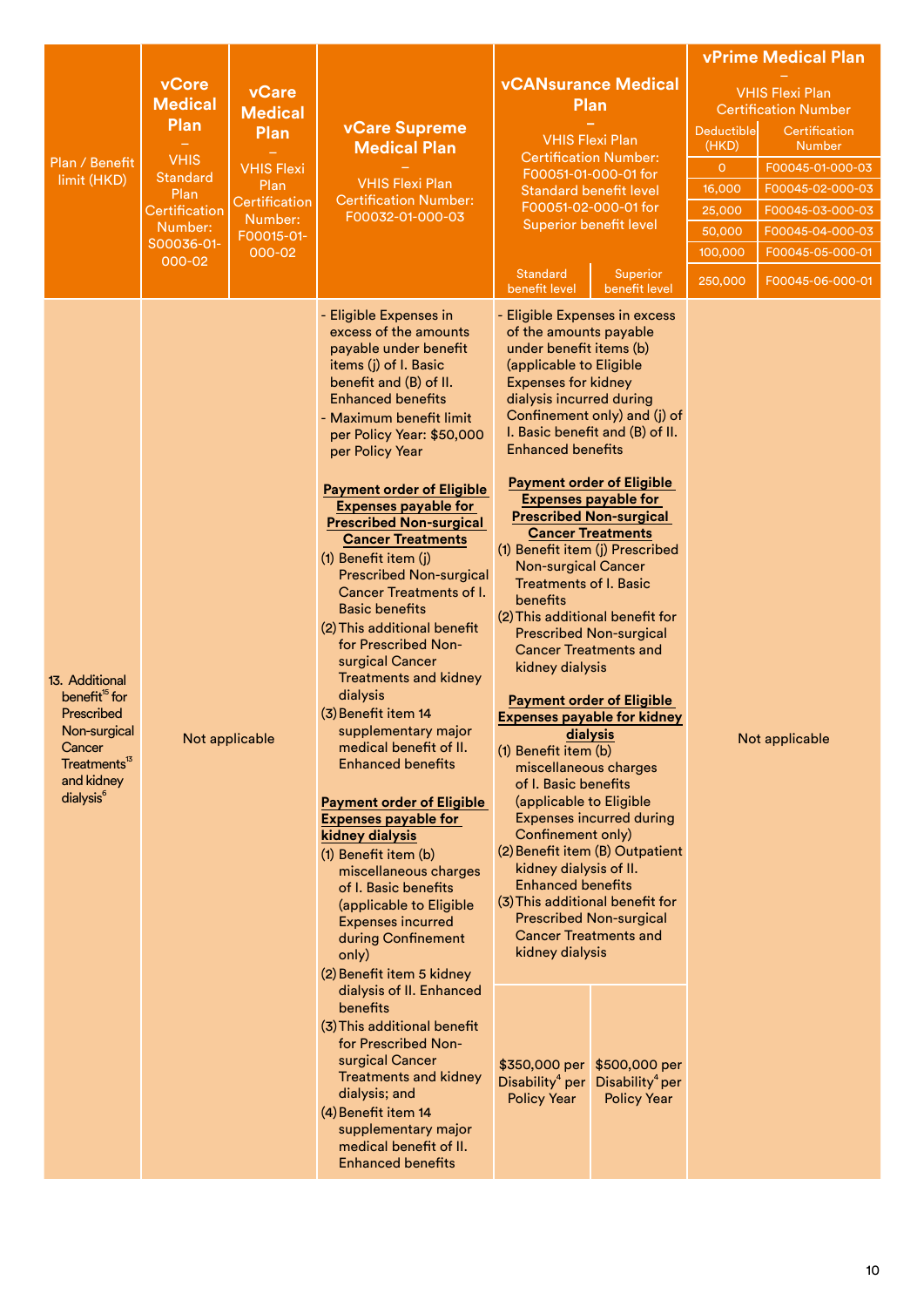| Plan / Benefit limit (HKD) | vCore Medical Plan – VHIS Standard Plan Certification Number: S00036-01-000-02 | vCare Medical Plan – VHIS Flexi Plan Certification Number: F00015-01-000-02 | vCare Supreme Medical Plan – VHIS Flexi Plan Certification Number: F00032-01-000-03 | vCANsurance Medical Plan – VHIS Flexi Plan Certification Number: F00051-01-000-01 for Standard benefit level F00051-02-000-01 for Superior benefit level | | vPrime Medical Plan – VHIS Flexi Plan Certification Number | |
|---|---|---|---|---|---|---|---|
| | | | | Standard benefit level | Superior benefit level | Deductible (HKD) | Certification Number |
| | | | | | | 0 | F00045-01-000-03 |
| | | | | | | 16,000 | F00045-02-000-03 |
| | | | | | | 25,000 | F00045-03-000-03 |
| | | | | | | 50,000 | F00045-04-000-03 |
| | | | | | | 100,000 | F00045-05-000-01 |
| | | | | | | 250,000 | F00045-06-000-01 |
| 13. Additional benefit[15] for Prescribed Non-surgical Cancer Treatments[13] and kidney dialysis[6] | Not applicable | | - Eligible Expenses in excess of the amounts payable under benefit items (j) of I. Basic benefit and (B) of II. Enhanced benefits<br>- Maximum benefit limit per Policy Year: $50,000 per Policy Year<br><br>**Payment order of Eligible Expenses payable for Prescribed Non-surgical Cancer Treatments**<br>(1) Benefit item (j) Prescribed Non-surgical Cancer Treatments of I. Basic benefits<br>(2) This additional benefit for Prescribed Non-surgical Cancer Treatments and kidney dialysis<br>(3) Benefit item 14 supplementary major medical benefit of II. Enhanced benefits<br><br>**Payment order of Eligible Expenses payable for kidney dialysis**<br>(1) Benefit item (b) miscellaneous charges of I. Basic benefits (applicable to Eligible Expenses incurred during Confinement only)<br>(2) Benefit item 5 kidney dialysis of II. Enhanced benefits<br>(3) This additional benefit for Prescribed Non-surgical Cancer Treatments and kidney dialysis; and<br>(4) Benefit item 14 supplementary major medical benefit of II. Enhanced benefits | - Eligible Expenses in excess of the amounts payable under benefit items (b) (applicable to Eligible Expenses for kidney dialysis incurred during Confinement only) and (j) of I. Basic benefit and (B) of II. Enhanced benefits<br><br>**Payment order of Eligible Expenses payable for Prescribed Non-surgical Cancer Treatments**<br>(1) Benefit item (j) Prescribed Non-surgical Cancer Treatments of I. Basic benefits<br>(2) This additional benefit for Prescribed Non-surgical Cancer Treatments and kidney dialysis<br><br>**Payment order of Eligible Expenses payable for kidney dialysis**<br>(1) Benefit item (b) miscellaneous charges of I. Basic benefits (applicable to Eligible Expenses incurred during Confinement only)<br>(2) Benefit item (B) Outpatient kidney dialysis of II. Enhanced benefits<br>(3) This additional benefit for Prescribed Non-surgical Cancer Treatments and kidney dialysis | | Not applicable | |
| | | | | $350,000 per Disability[4] per Policy Year | $500,000 per Disability[4] per Policy Year | | |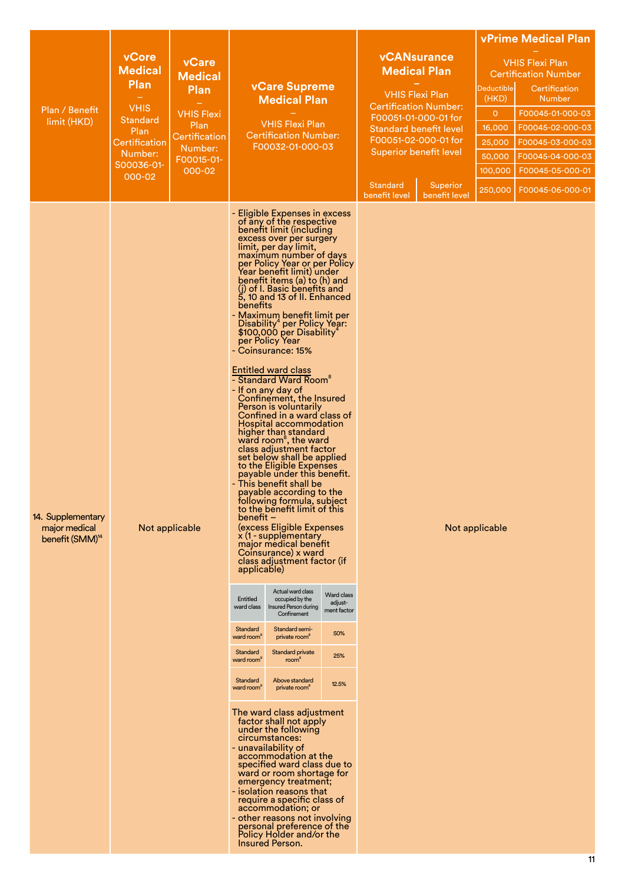| Plan / Benefit limit (HKD) | vCore Medical Plan – VHIS Standard Plan Certification Number: S00036-01-000-02 | vCare Medical Plan – VHIS Flexi Plan Certification Number: F00015-01-000-02 | vCare Supreme Medical Plan – VHIS Flexi Plan Certification Number: F00032-01-000-03 | vCANsurance Medical Plan – VHIS Flexi Plan Certification Number: F00051-01-000-01 for Standard benefit level F00051-02-000-01 for Superior benefit level | | vPrime Medical Plan – VHIS Flexi Plan Certification Number | |
|---|---|---|---|---|---|---|---|
| | | | | Standard benefit level | Superior benefit level | Deductible (HKD) | Certification Number |
| | | | | | | 0 | F00045-01-000-03 |
| | | | | | | 16,000 | F00045-02-000-03 |
| | | | | | | 25,000 | F00045-03-000-03 |
| | | | | | | 50,000 | F00045-04-000-03 |
| | | | | | | 100,000 | F00045-05-000-01 |
| | | | | | | 250,000 | F00045-06-000-01 |
| 14. Supplementary major medical benefit (SMM)[14] | Not applicable | | - Eligible Expenses in excess of any of the respective benefit limit (including excess over per surgery limit, per day limit, maximum number of days per Policy Year or per Policy Year benefit limit) under benefit items (a) to (h) and (j) of I. Basic benefits and 5, 10 and 13 of II. Enhanced benefits<br>- Maximum benefit limit per Disability[4] per Policy Year: $100,000 per Disability[4] per Policy Year<br>- Coinsurance: 15%<br><br>Entitled ward class<br>- Standard Ward Room[8]<br>- If on any day of Confinement, the Insured Person is voluntarily Confined in a ward class of Hospital accommodation higher than standard ward room[8], the ward class adjustment factor set below shall be applied to the Eligible Expenses payable under this benefit.<br>- This benefit shall be payable according to the following formula, subject to the benefit limit of this benefit –<br>(excess Eligible Expenses x (1 - supplementary major medical benefit Coinsurance) x ward class adjustment factor (if applicable)<br><br>Entitled ward class / Actual ward class occupied by the Insured Person during Confinement / Ward class adjustment factor:<br>Standard ward room[8] / Standard semi-private room[8] / 50%<br>Standard ward room[8] / Standard private room[8] / 25%<br>Standard ward room[8] / Above standard private room[8] / 12.5%<br><br>The ward class adjustment factor shall not apply under the following circumstances:<br>- unavailability of accommodation at the specified ward class due to ward or room shortage for emergency treatment;<br>- isolation reasons that require a specific class of accommodation; or<br>- other reasons not involving personal preference of the Policy Holder and/or the Insured Person. | Not applicable | | | |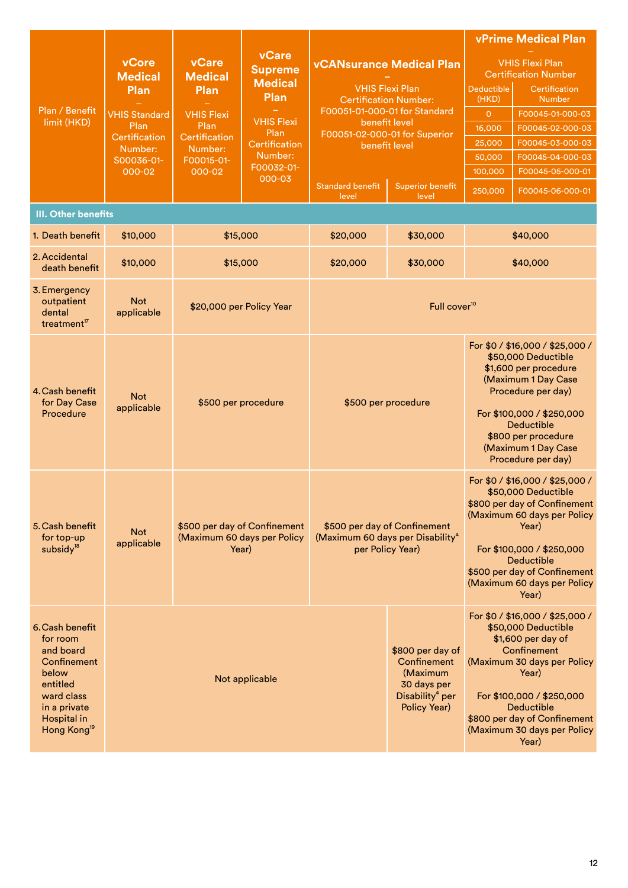| Plan / Benefit limit (HKD) | vCore Medical Plan – VHIS Standard Plan Certification Number: S00036-01-000-02 | vCare Medical Plan – VHIS Flexi Plan Certification Number: F00015-01-000-02 | vCare Supreme Medical Plan – VHIS Flexi Plan Certification Number: F00032-01-000-03 | vCANsurance Medical Plan – VHIS Flexi Plan Certification Number: F00051-01-000-01 for Standard benefit level F00051-02-000-01 for Superior benefit level | | vPrime Medical Plan – VHIS Flexi Plan Certification Number |
|---|---|---|---|---|---|---|
| | | | | Standard benefit level | Superior benefit level | Deductible (HKD) / Certification Number: 0 – F00045-01-000-03; 16,000 – F00045-02-000-03; 25,000 – F00045-03-000-03; 50,000 – F00045-04-000-03; 100,000 – F00045-05-000-01; 250,000 – F00045-06-000-01 |
| **III. Other benefits** | | | | | | |
| 1. Death benefit | $10,000 | $15,000 | | $20,000 | $30,000 | $40,000 |
| 2. Accidental death benefit | $10,000 | $15,000 | | $20,000 | $30,000 | $40,000 |
| 3. Emergency outpatient dental treatment[17] | Not applicable | $20,000 per Policy Year | | Full cover[10] | | |
| 4. Cash benefit for Day Case Procedure | Not applicable | $500 per procedure | | $500 per procedure | | For $0 / $16,000 / $25,000 / $50,000 Deductible $1,600 per procedure (Maximum 1 Day Case Procedure per day) For $100,000 / $250,000 Deductible $800 per procedure (Maximum 1 Day Case Procedure per day) |
| 5. Cash benefit for top-up subsidy[18] | Not applicable | $500 per day of Confinement (Maximum 60 days per Policy Year) | | $500 per day of Confinement (Maximum 60 days per Disability[4] per Policy Year) | | For $0 / $16,000 / $25,000 / $50,000 Deductible $800 per day of Confinement (Maximum 60 days per Policy Year) For $100,000 / $250,000 Deductible $500 per day of Confinement (Maximum 60 days per Policy Year) |
| 6. Cash benefit for room and board Confinement below entitled ward class in a private Hospital in Hong Kong[19] | Not applicable | | | | $800 per day of Confinement (Maximum 30 days per Disability[4] per Policy Year) | For $0 / $16,000 / $25,000 / $50,000 Deductible $1,600 per day of Confinement (Maximum 30 days per Policy Year) For $100,000 / $250,000 Deductible $800 per day of Confinement (Maximum 30 days per Policy Year) |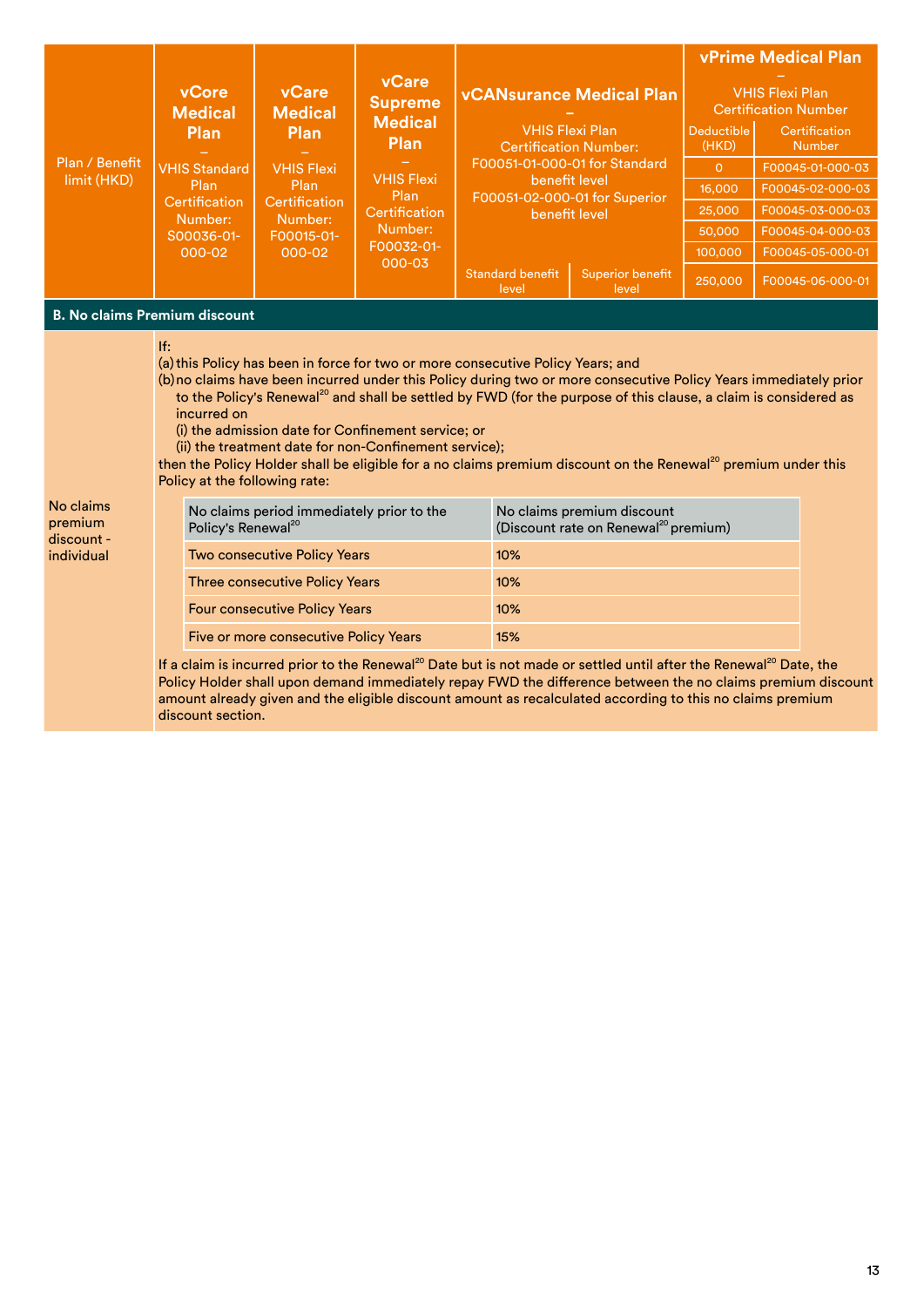| Plan / Benefit limit (HKD) | vCore Medical Plan – VHIS Standard Plan Certification Number: S00036-01-000-02 | vCare Medical Plan – VHIS Flexi Plan Certification Number: F00015-01-000-02 | vCare Supreme Medical Plan – VHIS Flexi Plan Certification Number: F00032-01-000-03 | vCANsurance Medical Plan – VHIS Flexi Plan Certification Number: F00051-01-000-01 for Standard benefit level F00051-02-000-01 for Superior benefit level | | vPrime Medical Plan – VHIS Flexi Plan Certification Number | |
|---|---|---|---|---|---|---|---|
| | | | | | | Deductible (HKD) | Certification Number |
| | | | | | | 0 | F00045-01-000-03 |
| | | | | | | 16,000 | F00045-02-000-03 |
| | | | | | | 25,000 | F00045-03-000-03 |
| | | | | | | 50,000 | F00045-04-000-03 |
| | | | | | | 100,000 | F00045-05-000-01 |
| | | | | Standard benefit level | Superior benefit level | 250,000 | F00045-06-000-01 |

**B. No claims Premium discount**

**No claims premium discount - individual**

If:

(a) this Policy has been in force for two or more consecutive Policy Years; and

(b) no claims have been incurred under this Policy during two or more consecutive Policy Years immediately prior to the Policy's Renewal[20] and shall be settled by FWD (for the purpose of this clause, a claim is considered as incurred on

(i) the admission date for Confinement service; or

(ii) the treatment date for non-Confinement service);

then the Policy Holder shall be eligible for a no claims premium discount on the Renewal[20] premium under this Policy at the following rate:

| No claims period immediately prior to the Policy's Renewal[20] | No claims premium discount (Discount rate on Renewal[20] premium) |
|---|---|
| Two consecutive Policy Years | 10% |
| Three consecutive Policy Years | 10% |
| Four consecutive Policy Years | 10% |
| Five or more consecutive Policy Years | 15% |

If a claim is incurred prior to the Renewal[20] Date but is not made or settled until after the Renewal[20] Date, the Policy Holder shall upon demand immediately repay FWD the difference between the no claims premium discount amount already given and the eligible discount amount as recalculated according to this no claims premium discount section.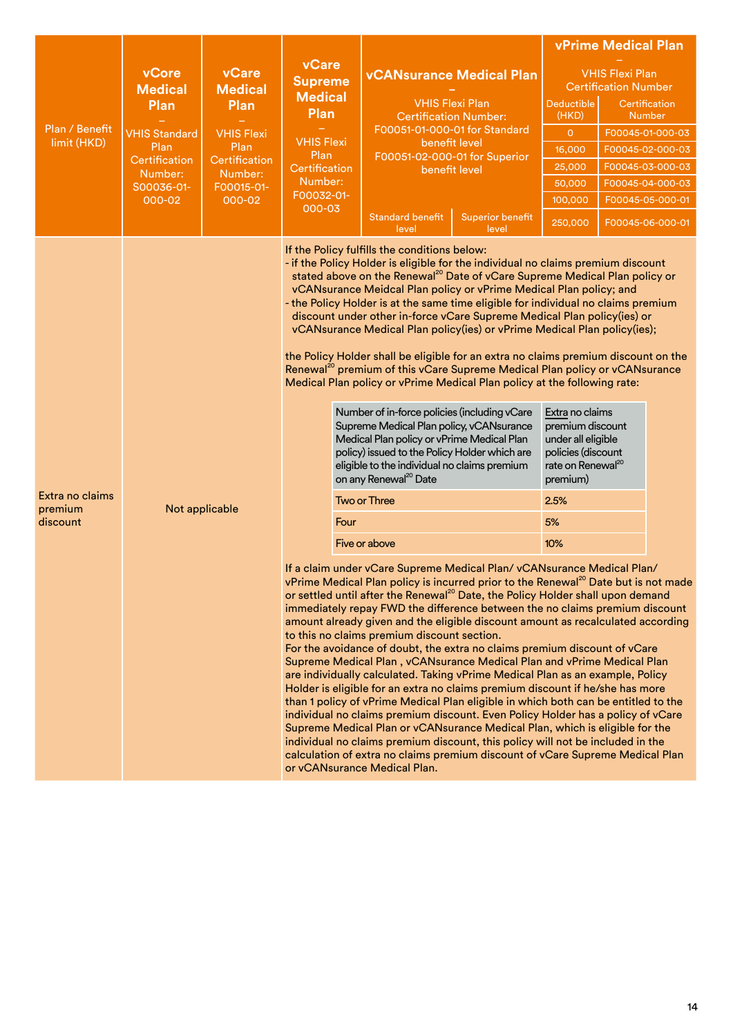| Plan / Benefit limit (HKD) | vCore Medical Plan – VHIS Standard Plan Certification Number: S00036-01-000-02 | vCare Medical Plan – VHIS Flexi Plan Certification Number: F00015-01-000-02 | vCare Supreme Medical Plan – VHIS Flexi Plan Certification Number: F00032-01-000-03 | vCANsurance Medical Plan – VHIS Flexi Plan Certification Number: F00051-01-000-01 for Standard benefit level F00051-02-000-01 for Superior benefit level | | vPrime Medical Plan – VHIS Flexi Plan Certification Number | |
|---|---|---|---|---|---|---|---|
| | | | | Standard benefit level | Superior benefit level | Deductible (HKD) | Certification Number |
| | | | | | | 0 | F00045-01-000-03 |
| | | | | | | 16,000 | F00045-02-000-03 |
| | | | | | | 25,000 | F00045-03-000-03 |
| | | | | | | 50,000 | F00045-04-000-03 |
| | | | | | | 100,000 | F00045-05-000-01 |
| | | | | | | 250,000 | F00045-06-000-01 |
| Extra no claims premium discount | Not applicable | | See below | | | | |

**Extra no claims premium discount** (vCare Supreme Medical Plan, vCANsurance Medical Plan, vPrime Medical Plan; Not applicable to vCore Medical Plan and vCare Medical Plan):

If the Policy fulfills the conditions below:

- if the Policy Holder is eligible for the individual no claims premium discount stated above on the Renewal[20] Date of vCare Supreme Medical Plan policy or vCANsurance Meidcal Plan policy or vPrime Medical Plan policy; and
- the Policy Holder is at the same time eligible for individual no claims premium discount under other in-force vCare Supreme Medical Plan policy(ies) or vCANsurance Medical Plan policy(ies) or vPrime Medical Plan policy(ies);

the Policy Holder shall be eligible for an extra no claims premium discount on the Renewal[20] premium of this vCare Supreme Medical Plan policy or vCANsurance Medical Plan policy or vPrime Medical Plan policy at the following rate:

| Number of in-force policies (including vCare Supreme Medical Plan policy, vCANsurance Medical Plan policy or vPrime Medical Plan policy) issued to the Policy Holder which are eligible to the individual no claims premium on any Renewal[20] Date | Extra no claims premium discount under all eligible policies (discount rate on Renewal[20] premium) |
|---|---|
| Two or Three | 2.5% |
| Four | 5% |
| Five or above | 10% |

If a claim under vCare Supreme Medical Plan/ vCANsurance Medical Plan/ vPrime Medical Plan policy is incurred prior to the Renewal[20] Date but is not made or settled until after the Renewal[20] Date, the Policy Holder shall upon demand immediately repay FWD the difference between the no claims premium discount amount already given and the eligible discount amount as recalculated according to this no claims premium discount section.

For the avoidance of doubt, the extra no claims premium discount of vCare Supreme Medical Plan , vCANsurance Medical Plan and vPrime Medical Plan are individually calculated. Taking vPrime Medical Plan as an example, Policy Holder is eligible for an extra no claims premium discount if he/she has more than 1 policy of vPrime Medical Plan eligible in which both can be entitled to the individual no claims premium discount. Even Policy Holder has a policy of vCare Supreme Medical Plan or vCANsurance Medical Plan, which is eligible for the individual no claims premium discount, this policy will not be included in the calculation of extra no claims premium discount of vCare Supreme Medical Plan or vCANsurance Medical Plan.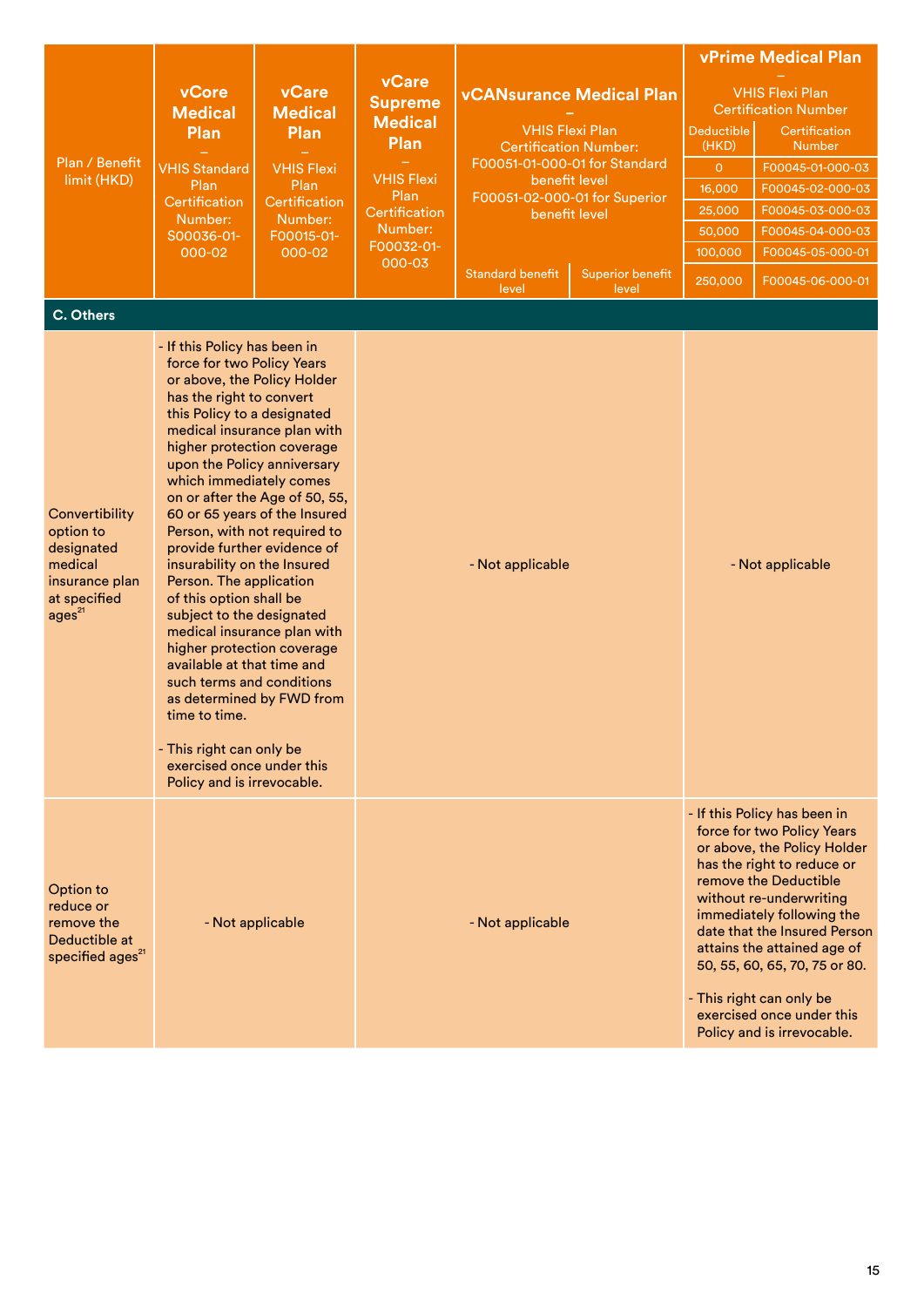| Plan / Benefit limit (HKD) | vCore Medical Plan – VHIS Standard Plan Certification Number: S00036-01-000-02 | vCare Medical Plan – VHIS Flexi Plan Certification Number: F00015-01-000-02 | vCare Supreme Medical Plan – VHIS Flexi Plan Certification Number: F00032-01-000-03 | vCANsurance Medical Plan – VHIS Flexi Plan Certification Number: F00051-01-000-01 for Standard benefit level F00051-02-000-01 for Superior benefit level | | vPrime Medical Plan – VHIS Flexi Plan Certification Number | |
|---|---|---|---|---|---|---|---|
| | | | | Standard benefit level | Superior benefit level | Deductible (HKD) | Certification Number |
| | | | | | | 0 | F00045-01-000-03 |
| | | | | | | 16,000 | F00045-02-000-03 |
| | | | | | | 25,000 | F00045-03-000-03 |
| | | | | | | 50,000 | F00045-04-000-03 |
| | | | | | | 100,000 | F00045-05-000-01 |
| | | | | | | 250,000 | F00045-06-000-01 |
| **C. Others** | | | | | | | |
| Convertibility option to designated medical insurance plan at specified ages[21] | - If this Policy has been in force for two Policy Years or above, the Policy Holder has the right to convert this Policy to a designated medical insurance plan with higher protection coverage upon the Policy anniversary which immediately comes on or after the Age of 50, 55, 60 or 65 years of the Insured Person, with not required to provide further evidence of insurability on the Insured Person. The application of this option shall be subject to the designated medical insurance plan with higher protection coverage available at that time and such terms and conditions as determined by FWD from time to time.<br><br>- This right can only be exercised once under this Policy and is irrevocable. | | - Not applicable | | | - Not applicable | |
| Option to reduce or remove the Deductible at specified ages[21] | - Not applicable | | - Not applicable | | | - If this Policy has been in force for two Policy Years or above, the Policy Holder has the right to reduce or remove the Deductible without re-underwriting immediately following the date that the Insured Person attains the attained age of 50, 55, 60, 65, 70, 75 or 80.<br><br>- This right can only be exercised once under this Policy and is irrevocable. | |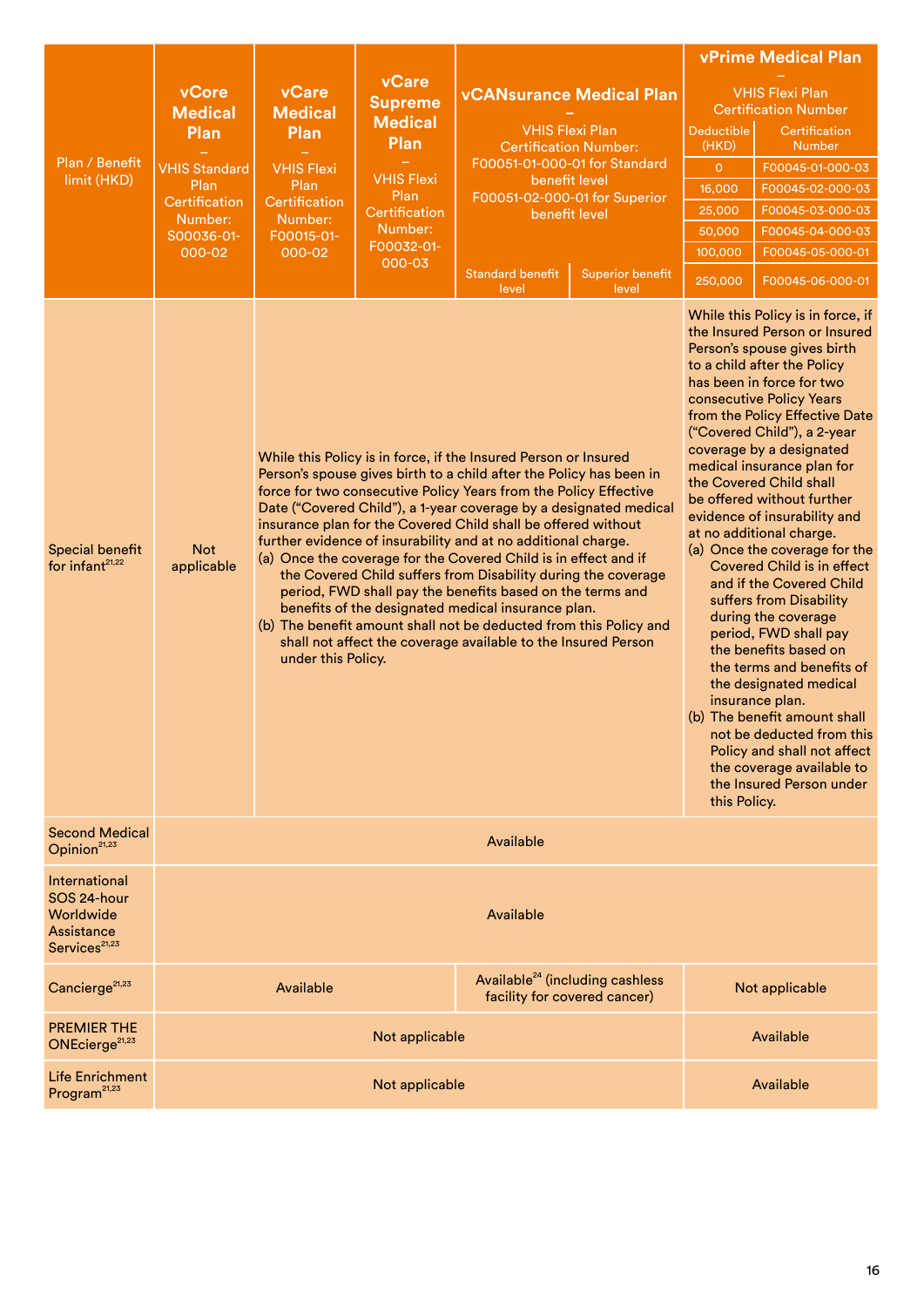| Plan / Benefit limit (HKD) | vCore Medical Plan – VHIS Standard Plan Certification Number: S00036-01-000-02 | vCare Medical Plan – VHIS Flexi Plan Certification Number: F00015-01-000-02 | vCare Supreme Medical Plan – VHIS Flexi Plan Certification Number: F00032-01-000-03 | vCANsurance Medical Plan – VHIS Flexi Plan Certification Number: F00051-01-000-01 for Standard benefit level F00051-02-000-01 for Superior benefit level | | vPrime Medical Plan – VHIS Flexi Plan Certification Number | |
|---|---|---|---|---|---|---|---|
| | | | | Standard benefit level | Superior benefit level | Deductible (HKD) | Certification Number |
| | | | | | | 0 | F00045-01-000-03 |
| | | | | | | 16,000 | F00045-02-000-03 |
| | | | | | | 25,000 | F00045-03-000-03 |
| | | | | | | 50,000 | F00045-04-000-03 |
| | | | | | | 100,000 | F00045-05-000-01 |
| | | | | | | 250,000 | F00045-06-000-01 |
| Special benefit for infant[21,22] | Not applicable | While this Policy is in force, if the Insured Person or Insured Person's spouse gives birth to a child after the Policy has been in force for two consecutive Policy Years from the Policy Effective Date ("Covered Child"), a 1-year coverage by a designated medical insurance plan for the Covered Child shall be offered without further evidence of insurability and at no additional charge.<br>(a) Once the coverage for the Covered Child is in effect and if the Covered Child suffers from Disability during the coverage period, FWD shall pay the benefits based on the terms and benefits of the designated medical insurance plan.<br>(b) The benefit amount shall not be deducted from this Policy and shall not affect the coverage available to the Insured Person under this Policy. | | | | While this Policy is in force, if the Insured Person or Insured Person's spouse gives birth to a child after the Policy has been in force for two consecutive Policy Years from the Policy Effective Date ("Covered Child"), a 2-year coverage by a designated medical insurance plan for the Covered Child shall be offered without further evidence of insurability and at no additional charge.<br>(a) Once the coverage for the Covered Child is in effect and if the Covered Child suffers from Disability during the coverage period, FWD shall pay the benefits based on the terms and benefits of the designated medical insurance plan.<br>(b) The benefit amount shall not be deducted from this Policy and shall not affect the coverage available to the Insured Person under this Policy. | |
| Second Medical Opinion[21,23] | Available | | | | | | |
| International SOS 24-hour Worldwide Assistance Services[21,23] | Available | | | | | | |
| Cancierge[21,23] | Available | | | Available[24] (including cashless facility for covered cancer) | | Not applicable | |
| PREMIER THE ONEcierge[21,23] | Not applicable | | | | | Available | |
| Life Enrichment Program[21,23] | Not applicable | | | | | Available | |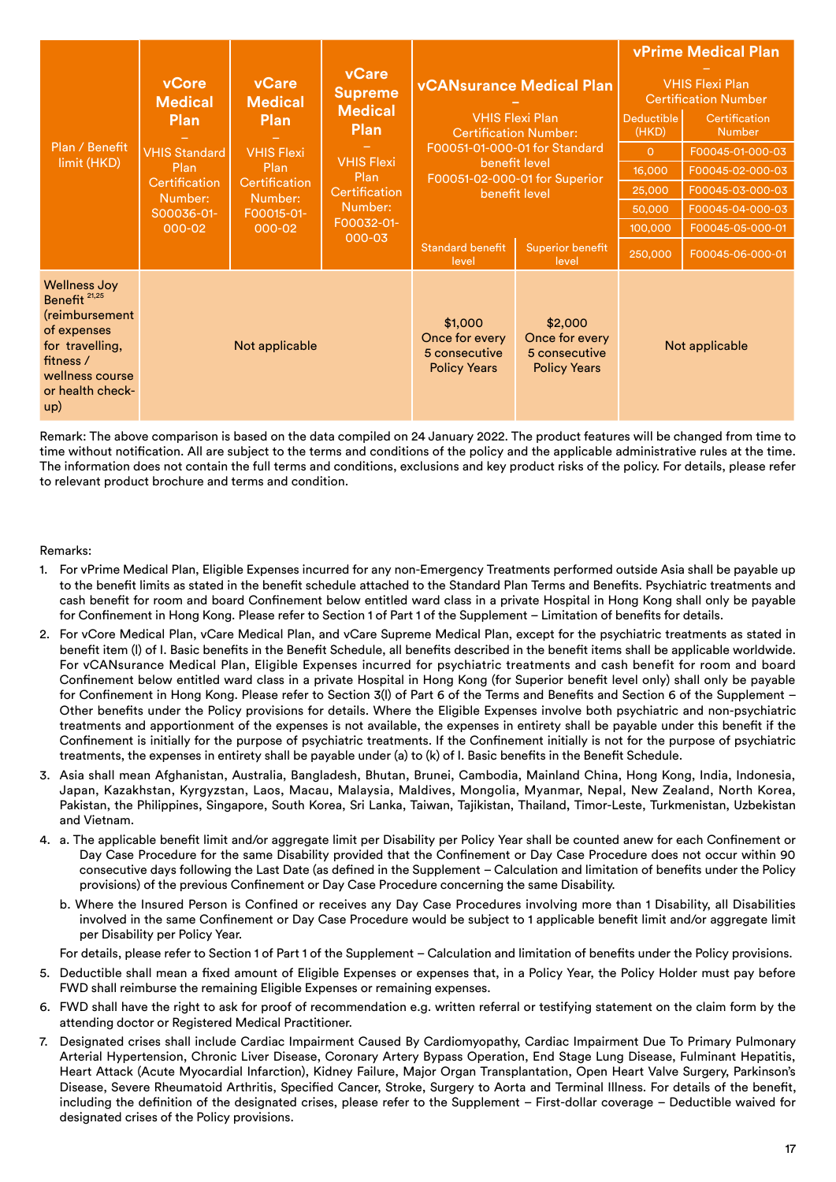| Plan / Benefit limit (HKD) | vCore Medical Plan – VHIS Standard Plan Certification Number: S00036-01-000-02 | vCare Medical Plan – VHIS Flexi Plan Certification Number: F00015-01-000-02 | vCare Supreme Medical Plan – VHIS Flexi Plan Certification Number: F00032-01-000-03 | vCANsurance Medical Plan – VHIS Flexi Plan Certification Number: F00051-01-000-01 for Standard benefit level F00051-02-000-01 for Superior benefit level | | vPrime Medical Plan – VHIS Flexi Plan Certification Number | |
|---|---|---|---|---|---|---|---|
| | | | | Standard benefit level | Superior benefit level | Deductible (HKD) | Certification Number |
| | | | | | | 0 | F00045-01-000-03 |
| | | | | | | 16,000 | F00045-02-000-03 |
| | | | | | | 25,000 | F00045-03-000-03 |
| | | | | | | 50,000 | F00045-04-000-03 |
| | | | | | | 100,000 | F00045-05-000-01 |
| | | | | | | 250,000 | F00045-06-000-01 |
| Wellness Joy Benefit [21,25] (reimbursement of expenses for travelling, fitness / wellness course or health check-up) | Not applicable | | | $1,000 Once for every 5 consecutive Policy Years | $2,000 Once for every 5 consecutive Policy Years | Not applicable | |

Remark: The above comparison is based on the data compiled on 24 January 2022. The product features will be changed from time to time without notification. All are subject to the terms and conditions of the policy and the applicable administrative rules at the time. The information does not contain the full terms and conditions, exclusions and key product risks of the policy. For details, please refer to relevant product brochure and terms and condition.

Remarks:

1. For vPrime Medical Plan, Eligible Expenses incurred for any non-Emergency Treatments performed outside Asia shall be payable up to the benefit limits as stated in the benefit schedule attached to the Standard Plan Terms and Benefits. Psychiatric treatments and cash benefit for room and board Confinement below entitled ward class in a private Hospital in Hong Kong shall only be payable for Confinement in Hong Kong. Please refer to Section 1 of Part 1 of the Supplement – Limitation of benefits for details.
2. For vCore Medical Plan, vCare Medical Plan, and vCare Supreme Medical Plan, except for the psychiatric treatments as stated in benefit item (l) of I. Basic benefits in the Benefit Schedule, all benefits described in the benefit items shall be applicable worldwide. For vCANsurance Medical Plan, Eligible Expenses incurred for psychiatric treatments and cash benefit for room and board Confinement below entitled ward class in a private Hospital in Hong Kong (for Superior benefit level only) shall only be payable for Confinement in Hong Kong. Please refer to Section 3(l) of Part 6 of the Terms and Benefits and Section 6 of the Supplement – Other benefits under the Policy provisions for details. Where the Eligible Expenses involve both psychiatric and non-psychiatric treatments and apportionment of the expenses is not available, the expenses in entirety shall be payable under this benefit if the Confinement is initially for the purpose of psychiatric treatments. If the Confinement initially is not for the purpose of psychiatric treatments, the expenses in entirety shall be payable under (a) to (k) of I. Basic benefits in the Benefit Schedule.
3. Asia shall mean Afghanistan, Australia, Bangladesh, Bhutan, Brunei, Cambodia, Mainland China, Hong Kong, India, Indonesia, Japan, Kazakhstan, Kyrgyzstan, Laos, Macau, Malaysia, Maldives, Mongolia, Myanmar, Nepal, New Zealand, North Korea, Pakistan, the Philippines, Singapore, South Korea, Sri Lanka, Taiwan, Tajikistan, Thailand, Timor-Leste, Turkmenistan, Uzbekistan and Vietnam.
4. a. The applicable benefit limit and/or aggregate limit per Disability per Policy Year shall be counted anew for each Confinement or Day Case Procedure for the same Disability provided that the Confinement or Day Case Procedure does not occur within 90 consecutive days following the Last Date (as defined in the Supplement – Calculation and limitation of benefits under the Policy provisions) of the previous Confinement or Day Case Procedure concerning the same Disability.

   b. Where the Insured Person is Confined or receives any Day Case Procedures involving more than 1 Disability, all Disabilities involved in the same Confinement or Day Case Procedure would be subject to 1 applicable benefit limit and/or aggregate limit per Disability per Policy Year.

   For details, please refer to Section 1 of Part 1 of the Supplement – Calculation and limitation of benefits under the Policy provisions.
5. Deductible shall mean a fixed amount of Eligible Expenses or expenses that, in a Policy Year, the Policy Holder must pay before FWD shall reimburse the remaining Eligible Expenses or remaining expenses.
6. FWD shall have the right to ask for proof of recommendation e.g. written referral or testifying statement on the claim form by the attending doctor or Registered Medical Practitioner.
7. Designated crises shall include Cardiac Impairment Caused By Cardiomyopathy, Cardiac Impairment Due To Primary Pulmonary Arterial Hypertension, Chronic Liver Disease, Coronary Artery Bypass Operation, End Stage Lung Disease, Fulminant Hepatitis, Heart Attack (Acute Myocardial Infarction), Kidney Failure, Major Organ Transplantation, Open Heart Valve Surgery, Parkinson's Disease, Severe Rheumatoid Arthritis, Specified Cancer, Stroke, Surgery to Aorta and Terminal Illness. For details of the benefit, including the definition of the designated crises, please refer to the Supplement – First-dollar coverage – Deductible waived for designated crises of the Policy provisions.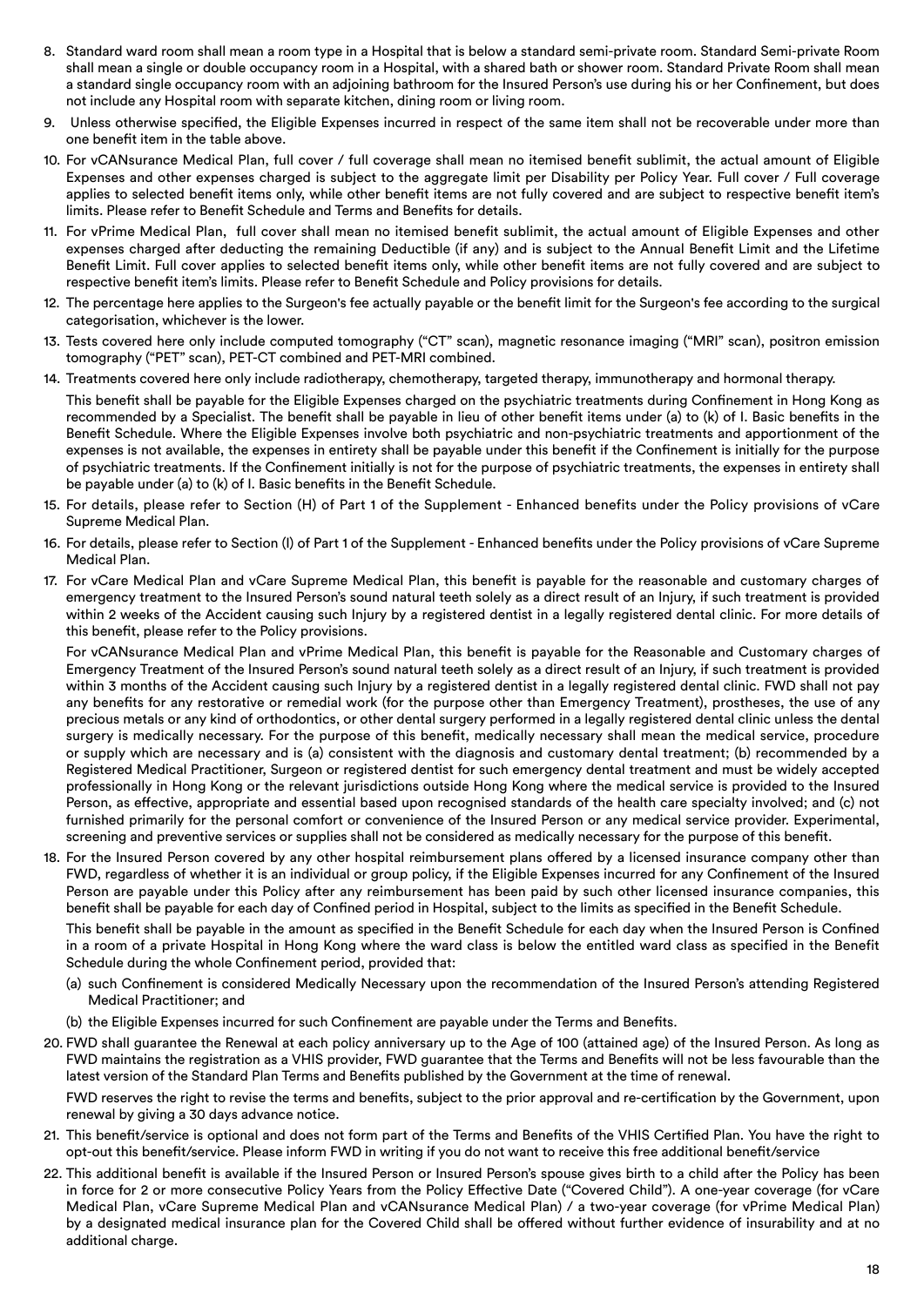8. Standard ward room shall mean a room type in a Hospital that is below a standard semi-private room. Standard Semi-private Room shall mean a single or double occupancy room in a Hospital, with a shared bath or shower room. Standard Private Room shall mean a standard single occupancy room with an adjoining bathroom for the Insured Person's use during his or her Confinement, but does not include any Hospital room with separate kitchen, dining room or living room.
9. Unless otherwise specified, the Eligible Expenses incurred in respect of the same item shall not be recoverable under more than one benefit item in the table above.
10. For vCANsurance Medical Plan, full cover / full coverage shall mean no itemised benefit sublimit, the actual amount of Eligible Expenses and other expenses charged is subject to the aggregate limit per Disability per Policy Year. Full cover / Full coverage applies to selected benefit items only, while other benefit items are not fully covered and are subject to respective benefit item's limits. Please refer to Benefit Schedule and Terms and Benefits for details.
11. For vPrime Medical Plan, full cover shall mean no itemised benefit sublimit, the actual amount of Eligible Expenses and other expenses charged after deducting the remaining Deductible (if any) and is subject to the Annual Benefit Limit and the Lifetime Benefit Limit. Full cover applies to selected benefit items only, while other benefit items are not fully covered and are subject to respective benefit item's limits. Please refer to Benefit Schedule and Policy provisions for details.
12. The percentage here applies to the Surgeon's fee actually payable or the benefit limit for the Surgeon's fee according to the surgical categorisation, whichever is the lower.
13. Tests covered here only include computed tomography ("CT" scan), magnetic resonance imaging ("MRI" scan), positron emission tomography ("PET" scan), PET-CT combined and PET-MRI combined.
14. Treatments covered here only include radiotherapy, chemotherapy, targeted therapy, immunotherapy and hormonal therapy.

    This benefit shall be payable for the Eligible Expenses charged on the psychiatric treatments during Confinement in Hong Kong as recommended by a Specialist. The benefit shall be payable in lieu of other benefit items under (a) to (k) of I. Basic benefits in the Benefit Schedule. Where the Eligible Expenses involve both psychiatric and non-psychiatric treatments and apportionment of the expenses is not available, the expenses in entirety shall be payable under this benefit if the Confinement is initially for the purpose of psychiatric treatments. If the Confinement initially is not for the purpose of psychiatric treatments, the expenses in entirety shall be payable under (a) to (k) of I. Basic benefits in the Benefit Schedule.
15. For details, please refer to Section (H) of Part 1 of the Supplement - Enhanced benefits under the Policy provisions of vCare Supreme Medical Plan.
16. For details, please refer to Section (I) of Part 1 of the Supplement - Enhanced benefits under the Policy provisions of vCare Supreme Medical Plan.
17. For vCare Medical Plan and vCare Supreme Medical Plan, this benefit is payable for the reasonable and customary charges of emergency treatment to the Insured Person's sound natural teeth solely as a direct result of an Injury, if such treatment is provided within 2 weeks of the Accident causing such Injury by a registered dentist in a legally registered dental clinic. For more details of this benefit, please refer to the Policy provisions.

    For vCANsurance Medical Plan and vPrime Medical Plan, this benefit is payable for the Reasonable and Customary charges of Emergency Treatment of the Insured Person's sound natural teeth solely as a direct result of an Injury, if such treatment is provided within 3 months of the Accident causing such Injury by a registered dentist in a legally registered dental clinic. FWD shall not pay any benefits for any restorative or remedial work (for the purpose other than Emergency Treatment), prostheses, the use of any precious metals or any kind of orthodontics, or other dental surgery performed in a legally registered dental clinic unless the dental surgery is medically necessary. For the purpose of this benefit, medically necessary shall mean the medical service, procedure or supply which are necessary and is (a) consistent with the diagnosis and customary dental treatment; (b) recommended by a Registered Medical Practitioner, Surgeon or registered dentist for such emergency dental treatment and must be widely accepted professionally in Hong Kong or the relevant jurisdictions outside Hong Kong where the medical service is provided to the Insured Person, as effective, appropriate and essential based upon recognised standards of the health care specialty involved; and (c) not furnished primarily for the personal comfort or convenience of the Insured Person or any medical service provider. Experimental, screening and preventive services or supplies shall not be considered as medically necessary for the purpose of this benefit.
18. For the Insured Person covered by any other hospital reimbursement plans offered by a licensed insurance company other than FWD, regardless of whether it is an individual or group policy, if the Eligible Expenses incurred for any Confinement of the Insured Person are payable under this Policy after any reimbursement has been paid by such other licensed insurance companies, this benefit shall be payable for each day of Confined period in Hospital, subject to the limits as specified in the Benefit Schedule.

    This benefit shall be payable in the amount as specified in the Benefit Schedule for each day when the Insured Person is Confined in a room of a private Hospital in Hong Kong where the ward class is below the entitled ward class as specified in the Benefit Schedule during the whole Confinement period, provided that:

    (a) such Confinement is considered Medically Necessary upon the recommendation of the Insured Person's attending Registered Medical Practitioner; and

    (b) the Eligible Expenses incurred for such Confinement are payable under the Terms and Benefits.
20. FWD shall guarantee the Renewal at each policy anniversary up to the Age of 100 (attained age) of the Insured Person. As long as FWD maintains the registration as a VHIS provider, FWD guarantee that the Terms and Benefits will not be less favourable than the latest version of the Standard Plan Terms and Benefits published by the Government at the time of renewal.

    FWD reserves the right to revise the terms and benefits, subject to the prior approval and re-certification by the Government, upon renewal by giving a 30 days advance notice.
21. This benefit/service is optional and does not form part of the Terms and Benefits of the VHIS Certified Plan. You have the right to opt-out this benefit/service. Please inform FWD in writing if you do not want to receive this free additional benefit/service
22. This additional benefit is available if the Insured Person or Insured Person's spouse gives birth to a child after the Policy has been in force for 2 or more consecutive Policy Years from the Policy Effective Date ("Covered Child"). A one-year coverage (for vCare Medical Plan, vCare Supreme Medical Plan and vCANsurance Medical Plan) / a two-year coverage (for vPrime Medical Plan) by a designated medical insurance plan for the Covered Child shall be offered without further evidence of insurability and at no additional charge.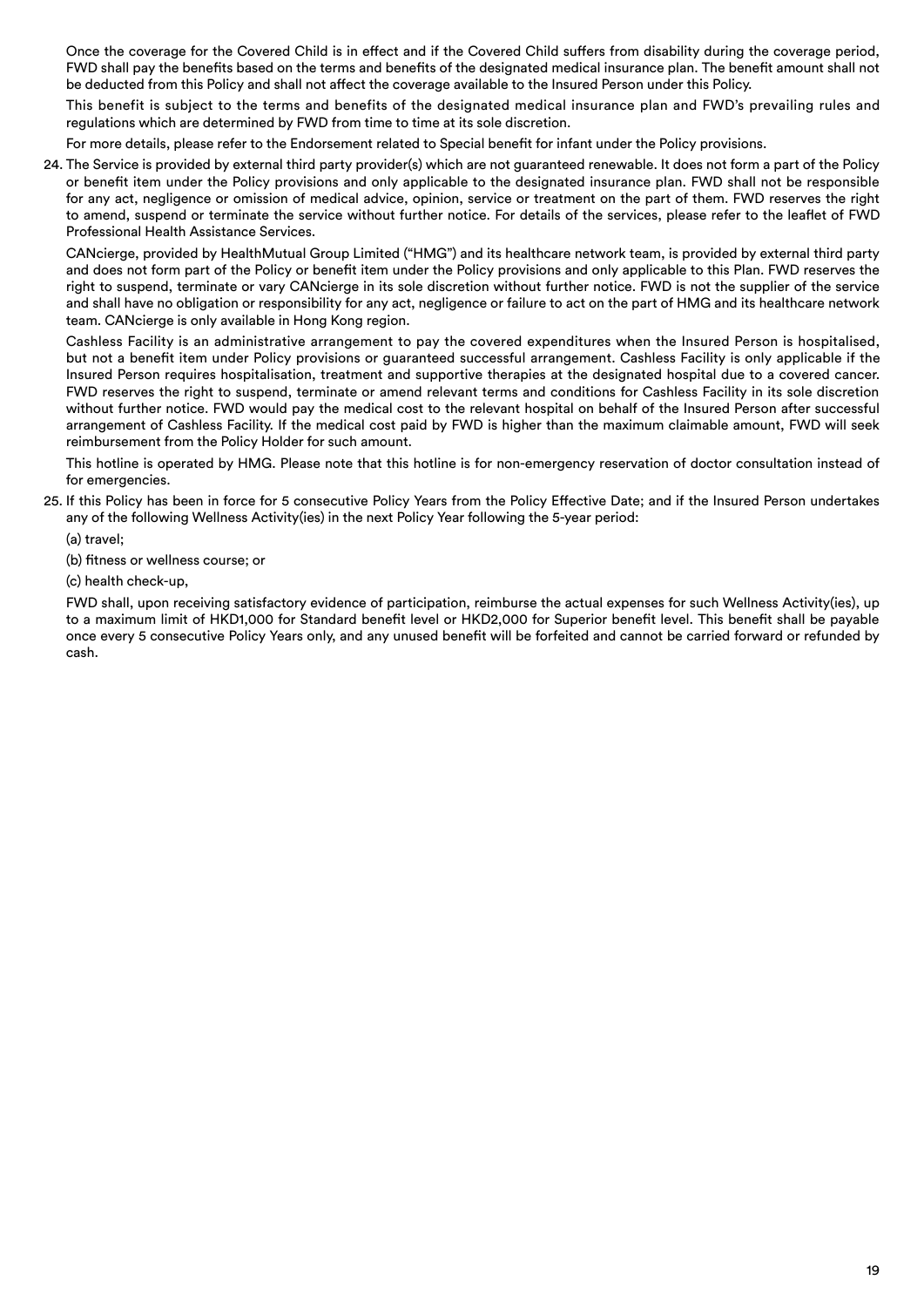Once the coverage for the Covered Child is in effect and if the Covered Child suffers from disability during the coverage period, FWD shall pay the benefits based on the terms and benefits of the designated medical insurance plan. The benefit amount shall not be deducted from this Policy and shall not affect the coverage available to the Insured Person under this Policy.

This benefit is subject to the terms and benefits of the designated medical insurance plan and FWD's prevailing rules and regulations which are determined by FWD from time to time at its sole discretion.

For more details, please refer to the Endorsement related to Special benefit for infant under the Policy provisions.

24. The Service is provided by external third party provider(s) which are not guaranteed renewable. It does not form a part of the Policy or benefit item under the Policy provisions and only applicable to the designated insurance plan. FWD shall not be responsible for any act, negligence or omission of medical advice, opinion, service or treatment on the part of them. FWD reserves the right to amend, suspend or terminate the service without further notice. For details of the services, please refer to the leaflet of FWD Professional Health Assistance Services.

    CANcierge, provided by HealthMutual Group Limited ("HMG") and its healthcare network team, is provided by external third party and does not form part of the Policy or benefit item under the Policy provisions and only applicable to this Plan. FWD reserves the right to suspend, terminate or vary CANcierge in its sole discretion without further notice. FWD is not the supplier of the service and shall have no obligation or responsibility for any act, negligence or failure to act on the part of HMG and its healthcare network team. CANcierge is only available in Hong Kong region.

    Cashless Facility is an administrative arrangement to pay the covered expenditures when the Insured Person is hospitalised, but not a benefit item under Policy provisions or guaranteed successful arrangement. Cashless Facility is only applicable if the Insured Person requires hospitalisation, treatment and supportive therapies at the designated hospital due to a covered cancer. FWD reserves the right to suspend, terminate or amend relevant terms and conditions for Cashless Facility in its sole discretion without further notice. FWD would pay the medical cost to the relevant hospital on behalf of the Insured Person after successful arrangement of Cashless Facility. If the medical cost paid by FWD is higher than the maximum claimable amount, FWD will seek reimbursement from the Policy Holder for such amount.

    This hotline is operated by HMG. Please note that this hotline is for non-emergency reservation of doctor consultation instead of for emergencies.

25. If this Policy has been in force for 5 consecutive Policy Years from the Policy Effective Date; and if the Insured Person undertakes any of the following Wellness Activity(ies) in the next Policy Year following the 5-year period:

    (a) travel;

    (b) fitness or wellness course; or

    (c) health check-up,

    FWD shall, upon receiving satisfactory evidence of participation, reimburse the actual expenses for such Wellness Activity(ies), up to a maximum limit of HKD1,000 for Standard benefit level or HKD2,000 for Superior benefit level. This benefit shall be payable once every 5 consecutive Policy Years only, and any unused benefit will be forfeited and cannot be carried forward or refunded by cash.